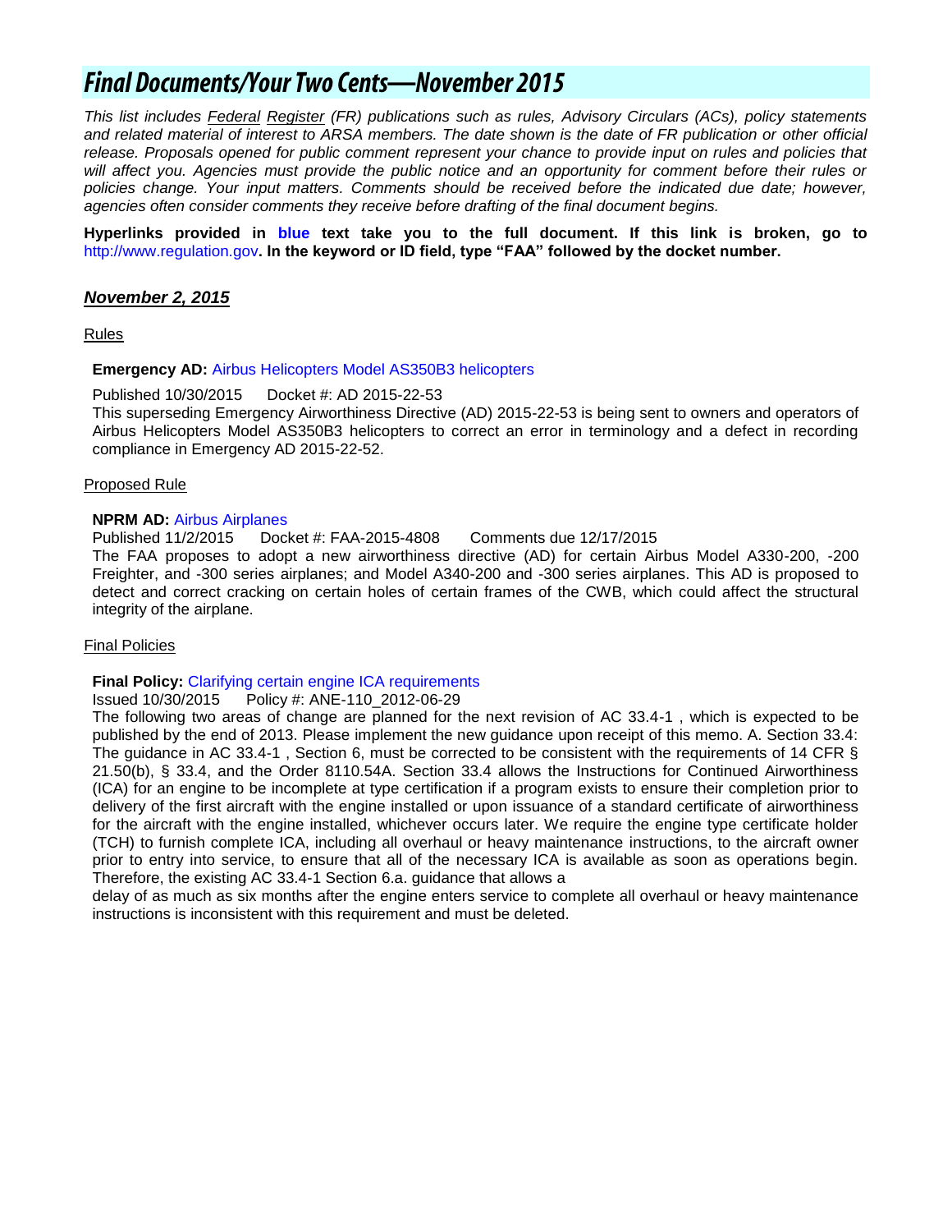# *Final Documents/Your Two Cents—November 2015*

*This list includes Federal Register (FR) publications such as rules, Advisory Circulars (ACs), policy statements and related material of interest to ARSA members. The date shown is the date of FR publication or other official release. Proposals opened for public comment represent your chance to provide input on rules and policies that will affect you. Agencies must provide the public notice and an opportunity for comment before their rules or policies change. Your input matters. Comments should be received before the indicated due date; however, agencies often consider comments they receive before drafting of the final document begins.*

**Hyperlinks provided in blue text take you to the full document. If this link is broken, go to http://www.regulation.gov. In the keyword or ID field, type "FAA" followed by the docket number.**

## ***November 2, 2015***

### Rules

**Emergency AD:** Airbus Helicopters Model AS350B3 helicopters

Published 10/30/2015 Docket #: AD 2015-22-53

This superseding Emergency Airworthiness Directive (AD) 2015-22-53 is being sent to owners and operators of Airbus Helicopters Model AS350B3 helicopters to correct an error in terminology and a defect in recording compliance in Emergency AD 2015-22-52.

### Proposed Rule

**NPRM AD:** Airbus Airplanes

Published 11/2/2015 Docket #: FAA-2015-4808 Comments due 12/17/2015

The FAA proposes to adopt a new airworthiness directive (AD) for certain Airbus Model A330-200, -200 Freighter, and -300 series airplanes; and Model A340-200 and -300 series airplanes. This AD is proposed to detect and correct cracking on certain holes of certain frames of the CWB, which could affect the structural integrity of the airplane.

### Final Policies

**Final Policy:** Clarifying certain engine ICA requirements

Issued 10/30/2015 Policy #: ANE-110_2012-06-29

The following two areas of change are planned for the next revision of AC 33.4-1 , which is expected to be published by the end of 2013. Please implement the new guidance upon receipt of this memo. A. Section 33.4: The guidance in AC 33.4-1 , Section 6, must be corrected to be consistent with the requirements of 14 CFR § 21.50(b), § 33.4, and the Order 8110.54A. Section 33.4 allows the Instructions for Continued Airworthiness (ICA) for an engine to be incomplete at type certification if a program exists to ensure their completion prior to delivery of the first aircraft with the engine installed or upon issuance of a standard certificate of airworthiness for the aircraft with the engine installed, whichever occurs later. We require the engine type certificate holder (TCH) to furnish complete ICA, including all overhaul or heavy maintenance instructions, to the aircraft owner prior to entry into service, to ensure that all of the necessary ICA is available as soon as operations begin. Therefore, the existing AC 33.4-1 Section 6.a. guidance that allows a delay of as much as six months after the engine enters service to complete all overhaul or heavy maintenance instructions is inconsistent with this requirement and must be deleted.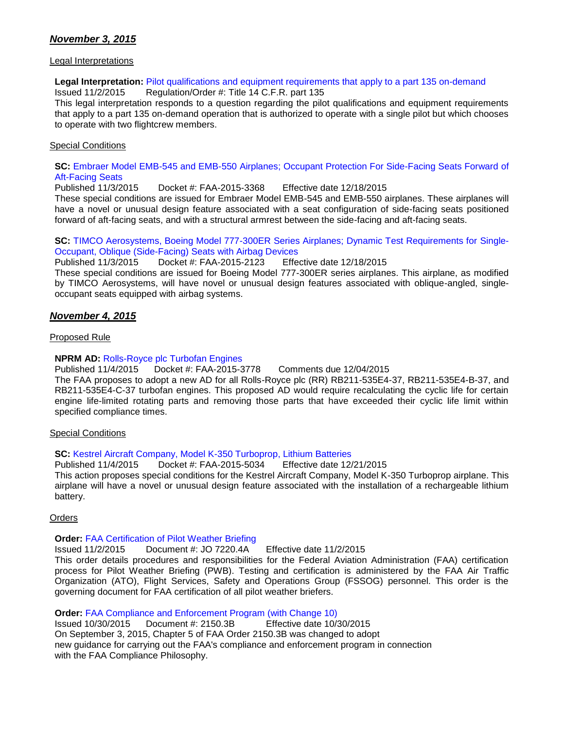## ***November 3, 2015***

Legal Interpretations

**Legal Interpretation:** Pilot qualifications and equipment requirements that apply to a part 135 on-demand
Issued 11/2/2015  Regulation/Order #: Title 14 C.F.R. part 135
This legal interpretation responds to a question regarding the pilot qualifications and equipment requirements that apply to a part 135 on-demand operation that is authorized to operate with a single pilot but which chooses to operate with two flightcrew members.

Special Conditions

**SC:** Embraer Model EMB-545 and EMB-550 Airplanes; Occupant Protection For Side-Facing Seats Forward of Aft-Facing Seats
Published 11/3/2015  Docket #: FAA-2015-3368  Effective date 12/18/2015
These special conditions are issued for Embraer Model EMB-545 and EMB-550 airplanes. These airplanes will have a novel or unusual design feature associated with a seat configuration of side-facing seats positioned forward of aft-facing seats, and with a structural armrest between the side-facing and aft-facing seats.

**SC:** TIMCO Aerosystems, Boeing Model 777-300ER Series Airplanes; Dynamic Test Requirements for Single-Occupant, Oblique (Side-Facing) Seats with Airbag Devices
Published 11/3/2015  Docket #: FAA-2015-2123  Effective date 12/18/2015
These special conditions are issued for Boeing Model 777-300ER series airplanes. This airplane, as modified by TIMCO Aerosystems, will have novel or unusual design features associated with oblique-angled, single-occupant seats equipped with airbag systems.

## ***November 4, 2015***

Proposed Rule

**NPRM AD:** Rolls-Royce plc Turbofan Engines
Published 11/4/2015  Docket #: FAA-2015-3778  Comments due 12/04/2015
The FAA proposes to adopt a new AD for all Rolls-Royce plc (RR) RB211-535E4-37, RB211-535E4-B-37, and RB211-535E4-C-37 turbofan engines. This proposed AD would require recalculating the cyclic life for certain engine life-limited rotating parts and removing those parts that have exceeded their cyclic life limit within specified compliance times.

Special Conditions

**SC:** Kestrel Aircraft Company, Model K-350 Turboprop, Lithium Batteries
Published 11/4/2015  Docket #: FAA-2015-5034  Effective date 12/21/2015
This action proposes special conditions for the Kestrel Aircraft Company, Model K-350 Turboprop airplane. This airplane will have a novel or unusual design feature associated with the installation of a rechargeable lithium battery.

Orders

**Order:** FAA Certification of Pilot Weather Briefing
Issued 11/2/2015  Document #: JO 7220.4A  Effective date 11/2/2015
This order details procedures and responsibilities for the Federal Aviation Administration (FAA) certification process for Pilot Weather Briefing (PWB). Testing and certification is administered by the FAA Air Traffic Organization (ATO), Flight Services, Safety and Operations Group (FSSOG) personnel. This order is the governing document for FAA certification of all pilot weather briefers.

**Order:** FAA Compliance and Enforcement Program (with Change 10)
Issued 10/30/2015  Document #: 2150.3B  Effective date 10/30/2015
On September 3, 2015, Chapter 5 of FAA Order 2150.3B was changed to adopt new guidance for carrying out the FAA's compliance and enforcement program in connection with the FAA Compliance Philosophy.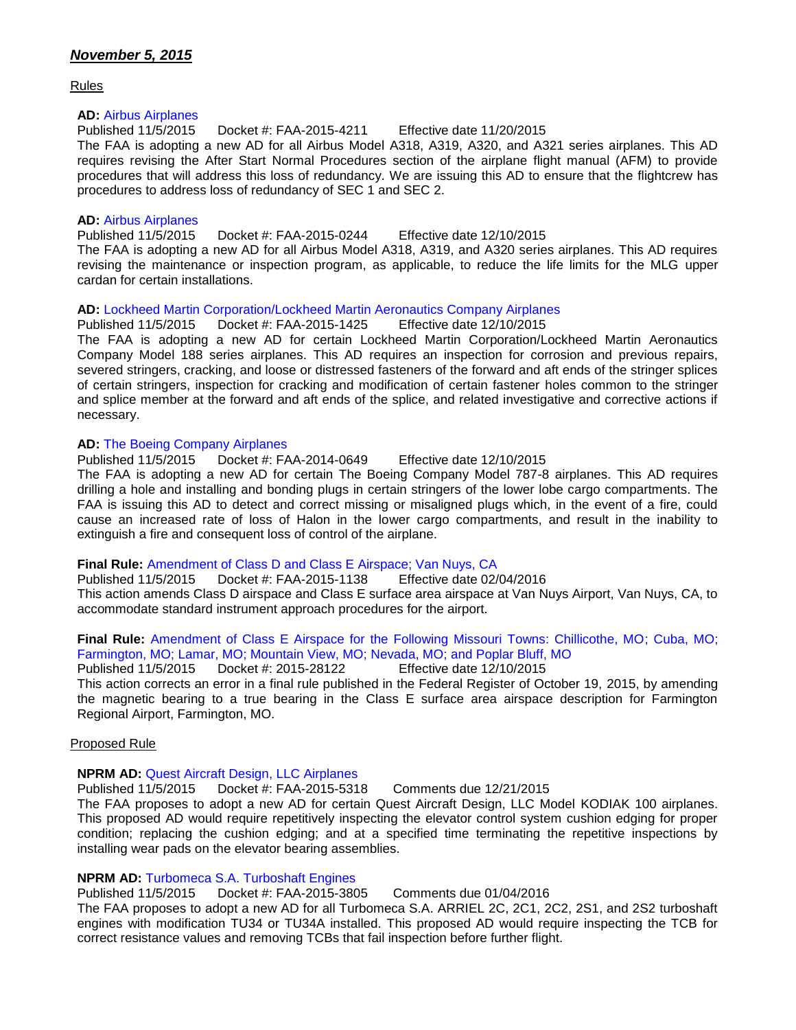***November 5, 2015***

Rules

**AD:** Airbus Airplanes
Published 11/5/2015 Docket #: FAA-2015-4211 Effective date 11/20/2015
The FAA is adopting a new AD for all Airbus Model A318, A319, A320, and A321 series airplanes. This AD requires revising the After Start Normal Procedures section of the airplane flight manual (AFM) to provide procedures that will address this loss of redundancy. We are issuing this AD to ensure that the flightcrew has procedures to address loss of redundancy of SEC 1 and SEC 2.

**AD:** Airbus Airplanes
Published 11/5/2015 Docket #: FAA-2015-0244 Effective date 12/10/2015
The FAA is adopting a new AD for all Airbus Model A318, A319, and A320 series airplanes. This AD requires revising the maintenance or inspection program, as applicable, to reduce the life limits for the MLG upper cardan for certain installations.

**AD:** Lockheed Martin Corporation/Lockheed Martin Aeronautics Company Airplanes
Published 11/5/2015 Docket #: FAA-2015-1425 Effective date 12/10/2015
The FAA is adopting a new AD for certain Lockheed Martin Corporation/Lockheed Martin Aeronautics Company Model 188 series airplanes. This AD requires an inspection for corrosion and previous repairs, severed stringers, cracking, and loose or distressed fasteners of the forward and aft ends of the stringer splices of certain stringers, inspection for cracking and modification of certain fastener holes common to the stringer and splice member at the forward and aft ends of the splice, and related investigative and corrective actions if necessary.

**AD:** The Boeing Company Airplanes
Published 11/5/2015 Docket #: FAA-2014-0649 Effective date 12/10/2015
The FAA is adopting a new AD for certain The Boeing Company Model 787-8 airplanes. This AD requires drilling a hole and installing and bonding plugs in certain stringers of the lower lobe cargo compartments. The FAA is issuing this AD to detect and correct missing or misaligned plugs which, in the event of a fire, could cause an increased rate of loss of Halon in the lower cargo compartments, and result in the inability to extinguish a fire and consequent loss of control of the airplane.

**Final Rule:** Amendment of Class D and Class E Airspace; Van Nuys, CA
Published 11/5/2015 Docket #: FAA-2015-1138 Effective date 02/04/2016
This action amends Class D airspace and Class E surface area airspace at Van Nuys Airport, Van Nuys, CA, to accommodate standard instrument approach procedures for the airport.

**Final Rule:** Amendment of Class E Airspace for the Following Missouri Towns: Chillicothe, MO; Cuba, MO; Farmington, MO; Lamar, MO; Mountain View, MO; Nevada, MO; and Poplar Bluff, MO
Published 11/5/2015 Docket #: 2015-28122 Effective date 12/10/2015
This action corrects an error in a final rule published in the Federal Register of October 19, 2015, by amending the magnetic bearing to a true bearing in the Class E surface area airspace description for Farmington Regional Airport, Farmington, MO.

Proposed Rule

**NPRM AD:** Quest Aircraft Design, LLC Airplanes
Published 11/5/2015 Docket #: FAA-2015-5318 Comments due 12/21/2015
The FAA proposes to adopt a new AD for certain Quest Aircraft Design, LLC Model KODIAK 100 airplanes. This proposed AD would require repetitively inspecting the elevator control system cushion edging for proper condition; replacing the cushion edging; and at a specified time terminating the repetitive inspections by installing wear pads on the elevator bearing assemblies.

**NPRM AD:** Turbomeca S.A. Turboshaft Engines
Published 11/5/2015 Docket #: FAA-2015-3805 Comments due 01/04/2016
The FAA proposes to adopt a new AD for all Turbomeca S.A. ARRIEL 2C, 2C1, 2C2, 2S1, and 2S2 turboshaft engines with modification TU34 or TU34A installed. This proposed AD would require inspecting the TCB for correct resistance values and removing TCBs that fail inspection before further flight.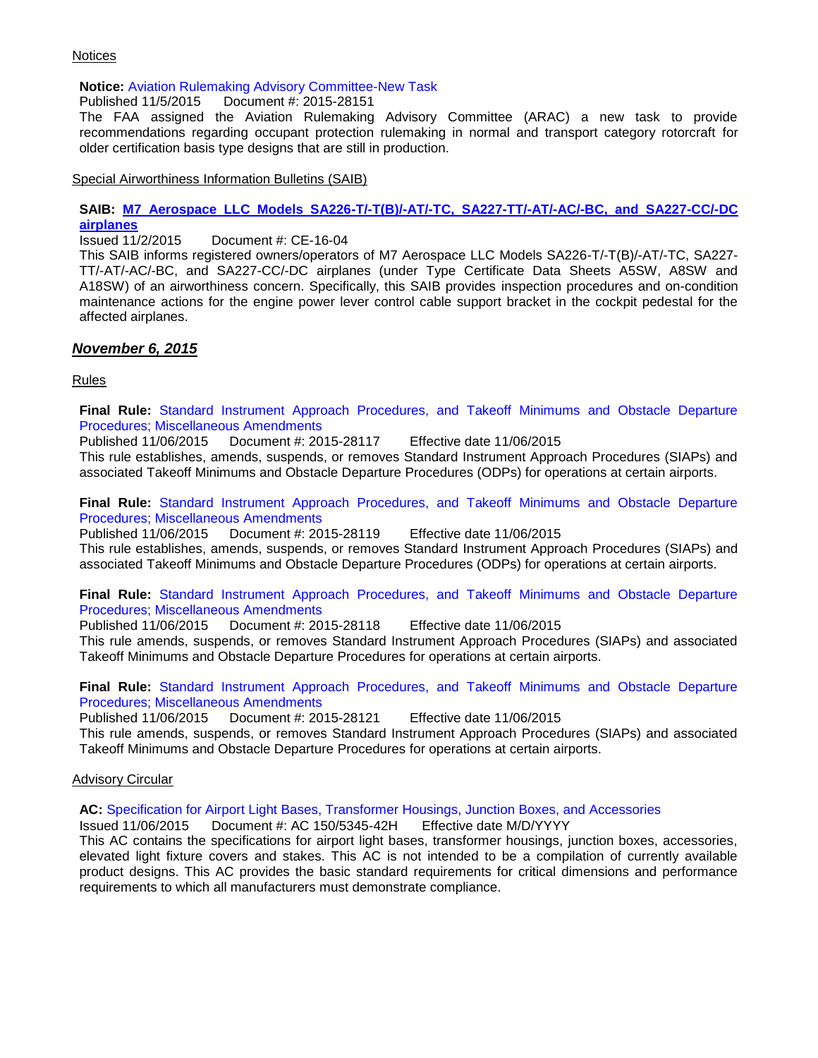Notices

**Notice:** Aviation Rulemaking Advisory Committee-New Task
Published 11/5/2015 Document #: 2015-28151
The FAA assigned the Aviation Rulemaking Advisory Committee (ARAC) a new task to provide recommendations regarding occupant protection rulemaking in normal and transport category rotorcraft for older certification basis type designs that are still in production.

Special Airworthiness Information Bulletins (SAIB)

**SAIB: M7 Aerospace LLC Models SA226-T/-T(B)/-AT/-TC, SA227-TT/-AT/-AC/-BC, and SA227-CC/-DC airplanes**
Issued 11/2/2015 Document #: CE-16-04
This SAIB informs registered owners/operators of M7 Aerospace LLC Models SA226-T/-T(B)/-AT/-TC, SA227-TT/-AT/-AC/-BC, and SA227-CC/-DC airplanes (under Type Certificate Data Sheets A5SW, A8SW and A18SW) of an airworthiness concern. Specifically, this SAIB provides inspection procedures and on-condition maintenance actions for the engine power lever control cable support bracket in the cockpit pedestal for the affected airplanes.

## *November 6, 2015*

Rules

**Final Rule:** Standard Instrument Approach Procedures, and Takeoff Minimums and Obstacle Departure Procedures; Miscellaneous Amendments
Published 11/06/2015 Document #: 2015-28117 Effective date 11/06/2015
This rule establishes, amends, suspends, or removes Standard Instrument Approach Procedures (SIAPs) and associated Takeoff Minimums and Obstacle Departure Procedures (ODPs) for operations at certain airports.

**Final Rule:** Standard Instrument Approach Procedures, and Takeoff Minimums and Obstacle Departure Procedures; Miscellaneous Amendments
Published 11/06/2015 Document #: 2015-28119 Effective date 11/06/2015
This rule establishes, amends, suspends, or removes Standard Instrument Approach Procedures (SIAPs) and associated Takeoff Minimums and Obstacle Departure Procedures (ODPs) for operations at certain airports.

**Final Rule:** Standard Instrument Approach Procedures, and Takeoff Minimums and Obstacle Departure Procedures; Miscellaneous Amendments
Published 11/06/2015 Document #: 2015-28118 Effective date 11/06/2015
This rule amends, suspends, or removes Standard Instrument Approach Procedures (SIAPs) and associated Takeoff Minimums and Obstacle Departure Procedures for operations at certain airports.

**Final Rule:** Standard Instrument Approach Procedures, and Takeoff Minimums and Obstacle Departure Procedures; Miscellaneous Amendments
Published 11/06/2015 Document #: 2015-28121 Effective date 11/06/2015
This rule amends, suspends, or removes Standard Instrument Approach Procedures (SIAPs) and associated Takeoff Minimums and Obstacle Departure Procedures for operations at certain airports.

Advisory Circular

**AC:** Specification for Airport Light Bases, Transformer Housings, Junction Boxes, and Accessories
Issued 11/06/2015 Document #: AC 150/5345-42H Effective date M/D/YYYY
This AC contains the specifications for airport light bases, transformer housings, junction boxes, accessories, elevated light fixture covers and stakes. This AC is not intended to be a compilation of currently available product designs. This AC provides the basic standard requirements for critical dimensions and performance requirements to which all manufacturers must demonstrate compliance.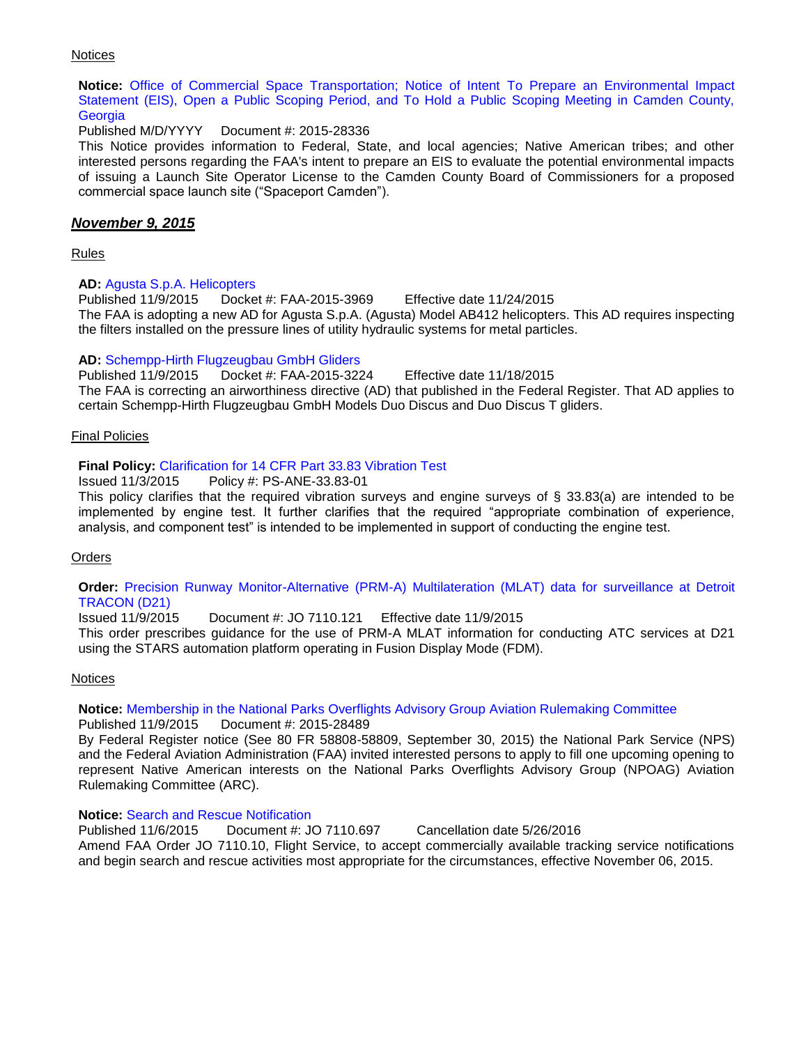Notices

**Notice:** Office of Commercial Space Transportation; Notice of Intent To Prepare an Environmental Impact Statement (EIS), Open a Public Scoping Period, and To Hold a Public Scoping Meeting in Camden County, Georgia

Published M/D/YYYY  Document #: 2015-28336

This Notice provides information to Federal, State, and local agencies; Native American tribes; and other interested persons regarding the FAA's intent to prepare an EIS to evaluate the potential environmental impacts of issuing a Launch Site Operator License to the Camden County Board of Commissioners for a proposed commercial space launch site ("Spaceport Camden").

## ***November 9, 2015***

Rules

**AD:** Agusta S.p.A. Helicopters

Published 11/9/2015  Docket #: FAA-2015-3969  Effective date 11/24/2015

The FAA is adopting a new AD for Agusta S.p.A. (Agusta) Model AB412 helicopters. This AD requires inspecting the filters installed on the pressure lines of utility hydraulic systems for metal particles.

**AD:** Schempp-Hirth Flugzeugbau GmbH Gliders

Published 11/9/2015  Docket #: FAA-2015-3224  Effective date 11/18/2015

The FAA is correcting an airworthiness directive (AD) that published in the Federal Register. That AD applies to certain Schempp-Hirth Flugzeugbau GmbH Models Duo Discus and Duo Discus T gliders.

Final Policies

**Final Policy:** Clarification for 14 CFR Part 33.83 Vibration Test

Issued 11/3/2015  Policy #: PS-ANE-33.83-01

This policy clarifies that the required vibration surveys and engine surveys of § 33.83(a) are intended to be implemented by engine test. It further clarifies that the required "appropriate combination of experience, analysis, and component test" is intended to be implemented in support of conducting the engine test.

Orders

**Order:** Precision Runway Monitor-Alternative (PRM-A) Multilateration (MLAT) data for surveillance at Detroit TRACON (D21)

Issued 11/9/2015  Document #: JO 7110.121  Effective date 11/9/2015

This order prescribes guidance for the use of PRM-A MLAT information for conducting ATC services at D21 using the STARS automation platform operating in Fusion Display Mode (FDM).

Notices

**Notice:** Membership in the National Parks Overflights Advisory Group Aviation Rulemaking Committee

Published 11/9/2015  Document #: 2015-28489

By Federal Register notice (See 80 FR 58808-58809, September 30, 2015) the National Park Service (NPS) and the Federal Aviation Administration (FAA) invited interested persons to apply to fill one upcoming opening to represent Native American interests on the National Parks Overflights Advisory Group (NPOAG) Aviation Rulemaking Committee (ARC).

**Notice:** Search and Rescue Notification

Published 11/6/2015  Document #: JO 7110.697  Cancellation date 5/26/2016

Amend FAA Order JO 7110.10, Flight Service, to accept commercially available tracking service notifications and begin search and rescue activities most appropriate for the circumstances, effective November 06, 2015.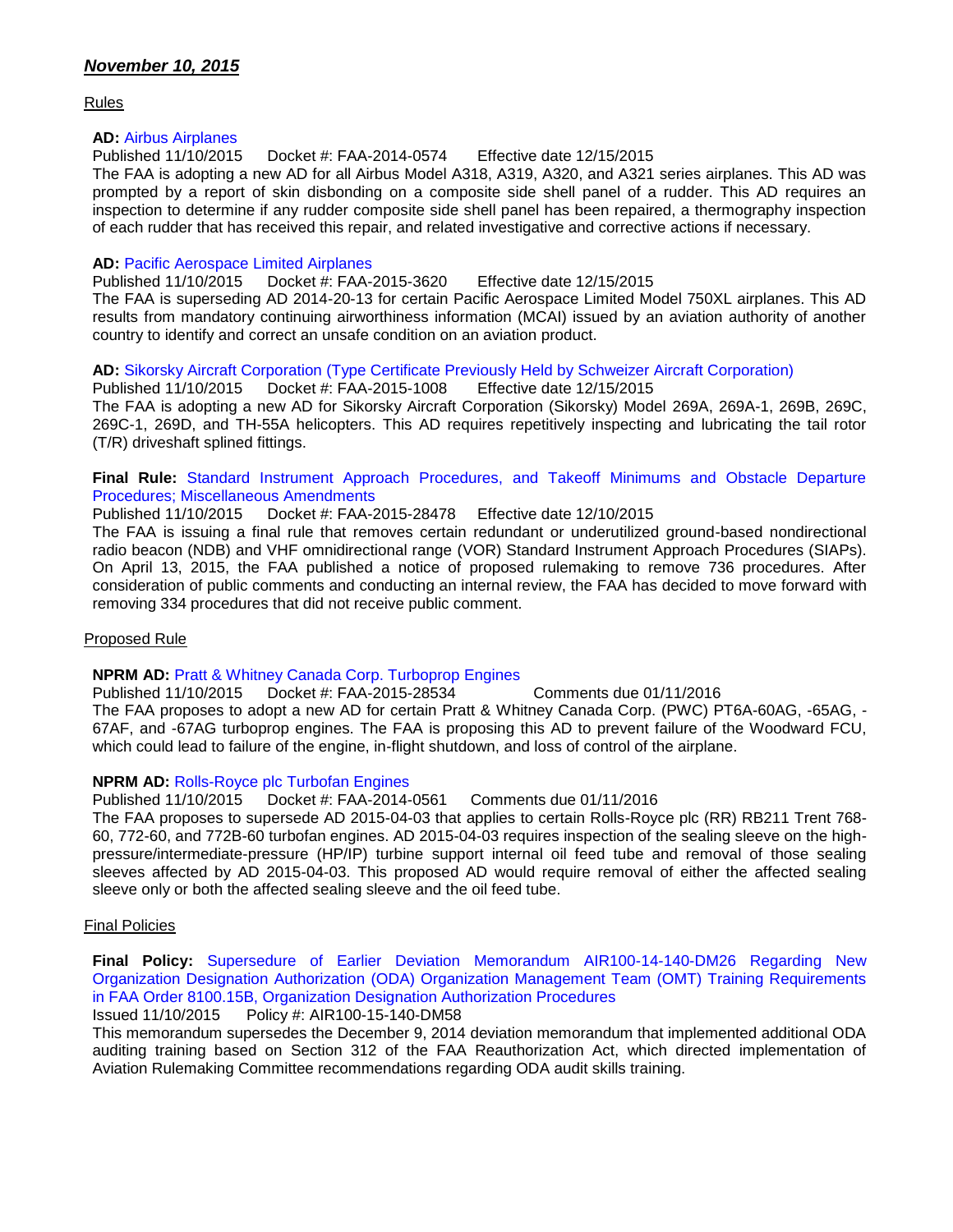## ***November 10, 2015***

Rules

**AD:** Airbus Airplanes
Published 11/10/2015  Docket #: FAA-2014-0574  Effective date 12/15/2015
The FAA is adopting a new AD for all Airbus Model A318, A319, A320, and A321 series airplanes. This AD was prompted by a report of skin disbonding on a composite side shell panel of a rudder. This AD requires an inspection to determine if any rudder composite side shell panel has been repaired, a thermography inspection of each rudder that has received this repair, and related investigative and corrective actions if necessary.

**AD:** Pacific Aerospace Limited Airplanes
Published 11/10/2015  Docket #: FAA-2015-3620  Effective date 12/15/2015
The FAA is superseding AD 2014-20-13 for certain Pacific Aerospace Limited Model 750XL airplanes. This AD results from mandatory continuing airworthiness information (MCAI) issued by an aviation authority of another country to identify and correct an unsafe condition on an aviation product.

**AD:** Sikorsky Aircraft Corporation (Type Certificate Previously Held by Schweizer Aircraft Corporation)
Published 11/10/2015  Docket #: FAA-2015-1008  Effective date 12/15/2015
The FAA is adopting a new AD for Sikorsky Aircraft Corporation (Sikorsky) Model 269A, 269A-1, 269B, 269C, 269C-1, 269D, and TH-55A helicopters. This AD requires repetitively inspecting and lubricating the tail rotor (T/R) driveshaft splined fittings.

**Final Rule:** Standard Instrument Approach Procedures, and Takeoff Minimums and Obstacle Departure Procedures; Miscellaneous Amendments
Published 11/10/2015  Docket #: FAA-2015-28478  Effective date 12/10/2015
The FAA is issuing a final rule that removes certain redundant or underutilized ground-based nondirectional radio beacon (NDB) and VHF omnidirectional range (VOR) Standard Instrument Approach Procedures (SIAPs). On April 13, 2015, the FAA published a notice of proposed rulemaking to remove 736 procedures. After consideration of public comments and conducting an internal review, the FAA has decided to move forward with removing 334 procedures that did not receive public comment.

Proposed Rule

**NPRM AD:** Pratt & Whitney Canada Corp. Turboprop Engines
Published 11/10/2015  Docket #: FAA-2015-28534  Comments due 01/11/2016
The FAA proposes to adopt a new AD for certain Pratt & Whitney Canada Corp. (PWC) PT6A-60AG, -65AG, -67AF, and -67AG turboprop engines. The FAA is proposing this AD to prevent failure of the Woodward FCU, which could lead to failure of the engine, in-flight shutdown, and loss of control of the airplane.

**NPRM AD:** Rolls-Royce plc Turbofan Engines
Published 11/10/2015  Docket #: FAA-2014-0561  Comments due 01/11/2016
The FAA proposes to supersede AD 2015-04-03 that applies to certain Rolls-Royce plc (RR) RB211 Trent 768-60, 772-60, and 772B-60 turbofan engines. AD 2015-04-03 requires inspection of the sealing sleeve on the high-pressure/intermediate-pressure (HP/IP) turbine support internal oil feed tube and removal of those sealing sleeves affected by AD 2015-04-03. This proposed AD would require removal of either the affected sealing sleeve only or both the affected sealing sleeve and the oil feed tube.

Final Policies

**Final Policy:** Supersedure of Earlier Deviation Memorandum AIR100-14-140-DM26 Regarding New Organization Designation Authorization (ODA) Organization Management Team (OMT) Training Requirements in FAA Order 8100.15B, Organization Designation Authorization Procedures
Issued 11/10/2015  Policy #: AIR100-15-140-DM58
This memorandum supersedes the December 9, 2014 deviation memorandum that implemented additional ODA auditing training based on Section 312 of the FAA Reauthorization Act, which directed implementation of Aviation Rulemaking Committee recommendations regarding ODA audit skills training.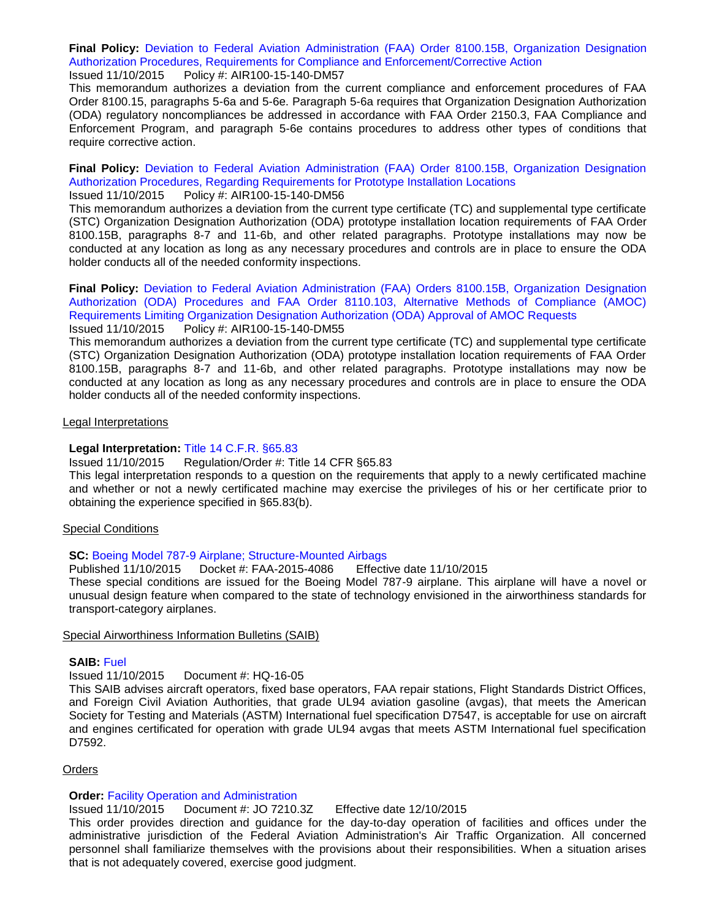**Final Policy:** Deviation to Federal Aviation Administration (FAA) Order 8100.15B, Organization Designation Authorization Procedures, Requirements for Compliance and Enforcement/Corrective Action
Issued 11/10/2015 Policy #: AIR100-15-140-DM57
This memorandum authorizes a deviation from the current compliance and enforcement procedures of FAA Order 8100.15, paragraphs 5-6a and 5-6e. Paragraph 5-6a requires that Organization Designation Authorization (ODA) regulatory noncompliances be addressed in accordance with FAA Order 2150.3, FAA Compliance and Enforcement Program, and paragraph 5-6e contains procedures to address other types of conditions that require corrective action.

**Final Policy:** Deviation to Federal Aviation Administration (FAA) Order 8100.15B, Organization Designation Authorization Procedures, Regarding Requirements for Prototype Installation Locations
Issued 11/10/2015 Policy #: AIR100-15-140-DM56
This memorandum authorizes a deviation from the current type certificate (TC) and supplemental type certificate (STC) Organization Designation Authorization (ODA) prototype installation location requirements of FAA Order 8100.15B, paragraphs 8-7 and 11-6b, and other related paragraphs. Prototype installations may now be conducted at any location as long as any necessary procedures and controls are in place to ensure the ODA holder conducts all of the needed conformity inspections.

**Final Policy:** Deviation to Federal Aviation Administration (FAA) Orders 8100.15B, Organization Designation Authorization (ODA) Procedures and FAA Order 8110.103, Alternative Methods of Compliance (AMOC) Requirements Limiting Organization Designation Authorization (ODA) Approval of AMOC Requests
Issued 11/10/2015 Policy #: AIR100-15-140-DM55
This memorandum authorizes a deviation from the current type certificate (TC) and supplemental type certificate (STC) Organization Designation Authorization (ODA) prototype installation location requirements of FAA Order 8100.15B, paragraphs 8-7 and 11-6b, and other related paragraphs. Prototype installations may now be conducted at any location as long as any necessary procedures and controls are in place to ensure the ODA holder conducts all of the needed conformity inspections.

## Legal Interpretations

**Legal Interpretation:** Title 14 C.F.R. §65.83
Issued 11/10/2015 Regulation/Order #: Title 14 CFR §65.83
This legal interpretation responds to a question on the requirements that apply to a newly certificated machine and whether or not a newly certificated machine may exercise the privileges of his or her certificate prior to obtaining the experience specified in §65.83(b).

## Special Conditions

**SC:** Boeing Model 787-9 Airplane; Structure-Mounted Airbags
Published 11/10/2015 Docket #: FAA-2015-4086 Effective date 11/10/2015
These special conditions are issued for the Boeing Model 787-9 airplane. This airplane will have a novel or unusual design feature when compared to the state of technology envisioned in the airworthiness standards for transport-category airplanes.

## Special Airworthiness Information Bulletins (SAIB)

**SAIB:** Fuel
Issued 11/10/2015 Document #: HQ-16-05
This SAIB advises aircraft operators, fixed base operators, FAA repair stations, Flight Standards District Offices, and Foreign Civil Aviation Authorities, that grade UL94 aviation gasoline (avgas), that meets the American Society for Testing and Materials (ASTM) International fuel specification D7547, is acceptable for use on aircraft and engines certificated for operation with grade UL94 avgas that meets ASTM International fuel specification D7592.

## Orders

**Order:** Facility Operation and Administration
Issued 11/10/2015 Document #: JO 7210.3Z Effective date 12/10/2015
This order provides direction and guidance for the day-to-day operation of facilities and offices under the administrative jurisdiction of the Federal Aviation Administration's Air Traffic Organization. All concerned personnel shall familiarize themselves with the provisions about their responsibilities. When a situation arises that is not adequately covered, exercise good judgment.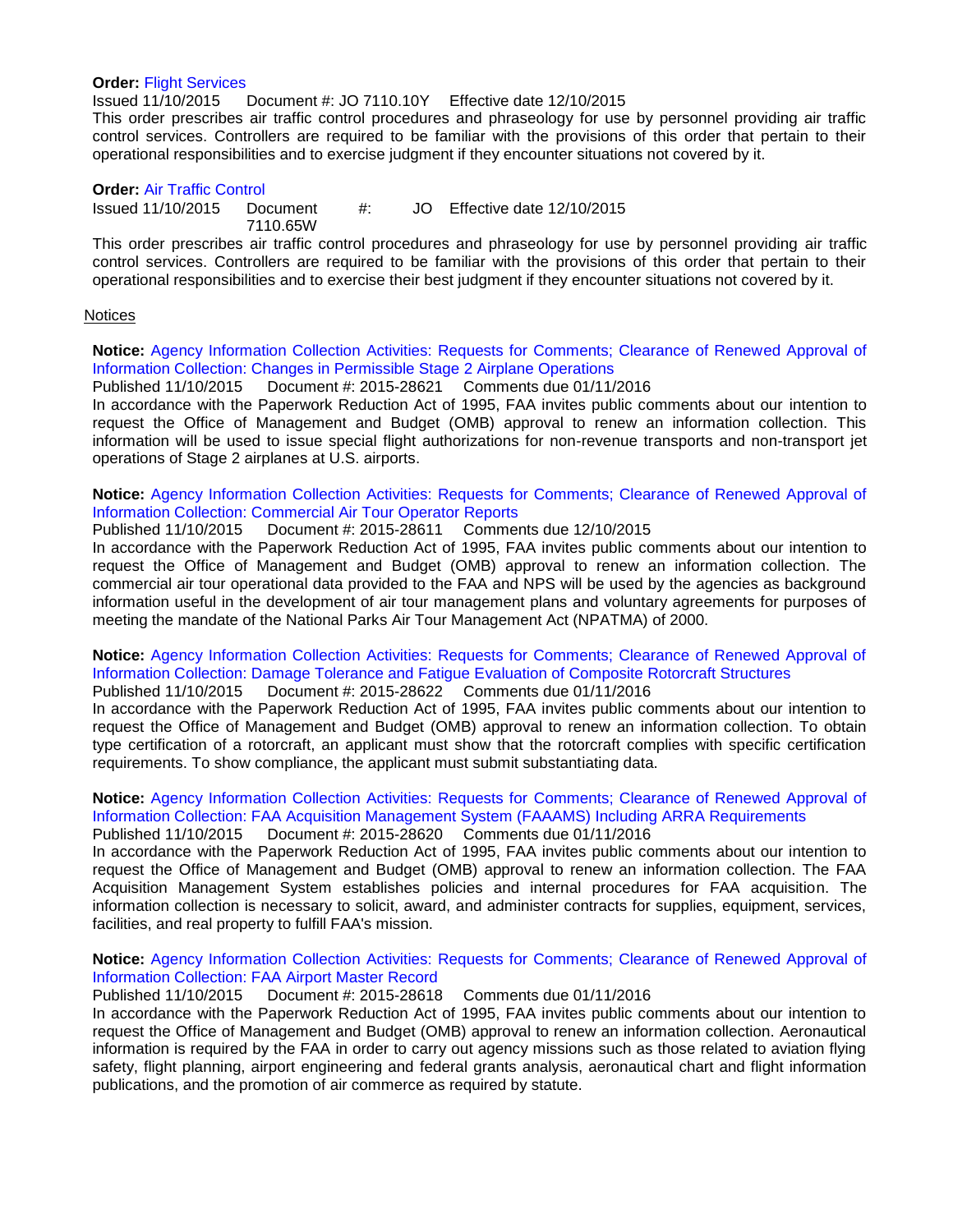**Order:** Flight Services
Issued 11/10/2015 Document #: JO 7110.10Y Effective date 12/10/2015
This order prescribes air traffic control procedures and phraseology for use by personnel providing air traffic control services. Controllers are required to be familiar with the provisions of this order that pertain to their operational responsibilities and to exercise judgment if they encounter situations not covered by it.

**Order:** Air Traffic Control
Issued 11/10/2015 Document #: JO 7110.65W Effective date 12/10/2015
This order prescribes air traffic control procedures and phraseology for use by personnel providing air traffic control services. Controllers are required to be familiar with the provisions of this order that pertain to their operational responsibilities and to exercise their best judgment if they encounter situations not covered by it.

Notices

**Notice:** Agency Information Collection Activities: Requests for Comments; Clearance of Renewed Approval of Information Collection: Changes in Permissible Stage 2 Airplane Operations
Published 11/10/2015 Document #: 2015-28621 Comments due 01/11/2016
In accordance with the Paperwork Reduction Act of 1995, FAA invites public comments about our intention to request the Office of Management and Budget (OMB) approval to renew an information collection. This information will be used to issue special flight authorizations for non-revenue transports and non-transport jet operations of Stage 2 airplanes at U.S. airports.

**Notice:** Agency Information Collection Activities: Requests for Comments; Clearance of Renewed Approval of Information Collection: Commercial Air Tour Operator Reports
Published 11/10/2015 Document #: 2015-28611 Comments due 12/10/2015
In accordance with the Paperwork Reduction Act of 1995, FAA invites public comments about our intention to request the Office of Management and Budget (OMB) approval to renew an information collection. The commercial air tour operational data provided to the FAA and NPS will be used by the agencies as background information useful in the development of air tour management plans and voluntary agreements for purposes of meeting the mandate of the National Parks Air Tour Management Act (NPATMA) of 2000.

**Notice:** Agency Information Collection Activities: Requests for Comments; Clearance of Renewed Approval of Information Collection: Damage Tolerance and Fatigue Evaluation of Composite Rotorcraft Structures
Published 11/10/2015 Document #: 2015-28622 Comments due 01/11/2016
In accordance with the Paperwork Reduction Act of 1995, FAA invites public comments about our intention to request the Office of Management and Budget (OMB) approval to renew an information collection. To obtain type certification of a rotorcraft, an applicant must show that the rotorcraft complies with specific certification requirements. To show compliance, the applicant must submit substantiating data.

**Notice:** Agency Information Collection Activities: Requests for Comments; Clearance of Renewed Approval of Information Collection: FAA Acquisition Management System (FAAAMS) Including ARRA Requirements
Published 11/10/2015 Document #: 2015-28620 Comments due 01/11/2016
In accordance with the Paperwork Reduction Act of 1995, FAA invites public comments about our intention to request the Office of Management and Budget (OMB) approval to renew an information collection. The FAA Acquisition Management System establishes policies and internal procedures for FAA acquisition. The information collection is necessary to solicit, award, and administer contracts for supplies, equipment, services, facilities, and real property to fulfill FAA's mission.

**Notice:** Agency Information Collection Activities: Requests for Comments; Clearance of Renewed Approval of Information Collection: FAA Airport Master Record
Published 11/10/2015 Document #: 2015-28618 Comments due 01/11/2016
In accordance with the Paperwork Reduction Act of 1995, FAA invites public comments about our intention to request the Office of Management and Budget (OMB) approval to renew an information collection. Aeronautical information is required by the FAA in order to carry out agency missions such as those related to aviation flying safety, flight planning, airport engineering and federal grants analysis, aeronautical chart and flight information publications, and the promotion of air commerce as required by statute.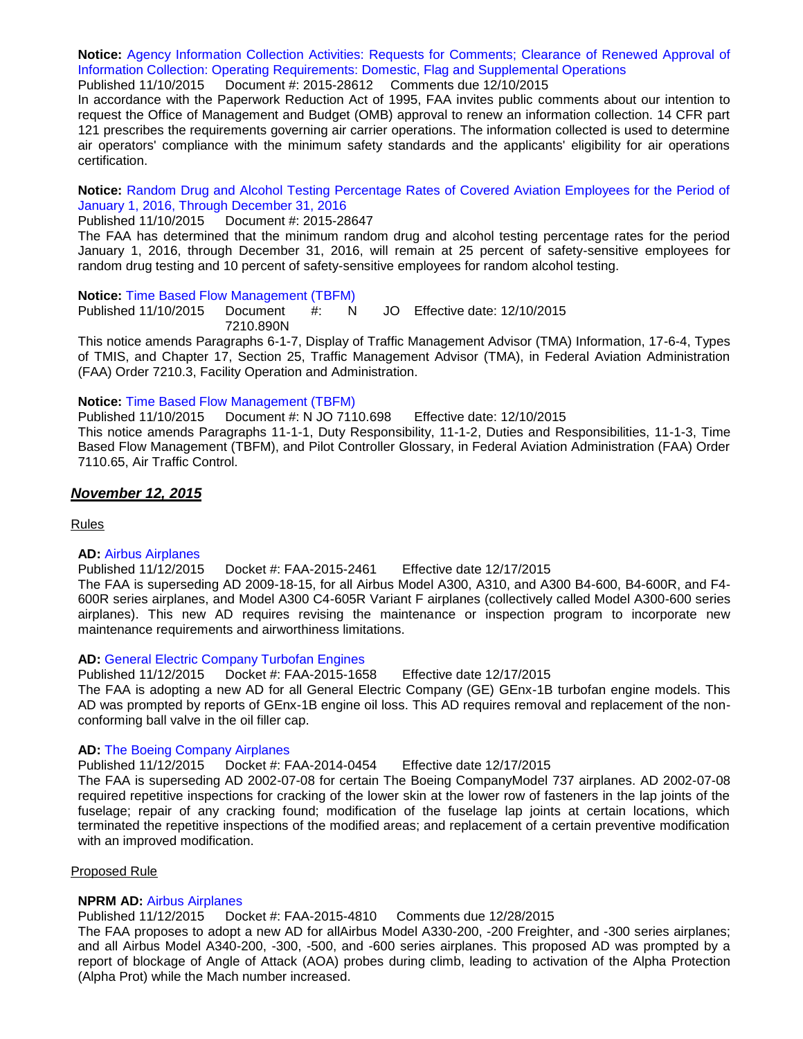**Notice:** Agency Information Collection Activities: Requests for Comments; Clearance of Renewed Approval of Information Collection: Operating Requirements: Domestic, Flag and Supplemental Operations

Published 11/10/2015 Document #: 2015-28612 Comments due 12/10/2015

In accordance with the Paperwork Reduction Act of 1995, FAA invites public comments about our intention to request the Office of Management and Budget (OMB) approval to renew an information collection. 14 CFR part 121 prescribes the requirements governing air carrier operations. The information collected is used to determine air operators' compliance with the minimum safety standards and the applicants' eligibility for air operations certification.

**Notice:** Random Drug and Alcohol Testing Percentage Rates of Covered Aviation Employees for the Period of January 1, 2016, Through December 31, 2016

Published 11/10/2015 Document #: 2015-28647

The FAA has determined that the minimum random drug and alcohol testing percentage rates for the period January 1, 2016, through December 31, 2016, will remain at 25 percent of safety-sensitive employees for random drug testing and 10 percent of safety-sensitive employees for random alcohol testing.

**Notice:** Time Based Flow Management (TBFM)

Published 11/10/2015 Document #: N JO 7210.890N Effective date: 12/10/2015

This notice amends Paragraphs 6-1-7, Display of Traffic Management Advisor (TMA) Information, 17-6-4, Types of TMIS, and Chapter 17, Section 25, Traffic Management Advisor (TMA), in Federal Aviation Administration (FAA) Order 7210.3, Facility Operation and Administration.

**Notice:** Time Based Flow Management (TBFM)

Published 11/10/2015 Document #: N JO 7110.698 Effective date: 12/10/2015

This notice amends Paragraphs 11-1-1, Duty Responsibility, 11-1-2, Duties and Responsibilities, 11-1-3, Time Based Flow Management (TBFM), and Pilot Controller Glossary, in Federal Aviation Administration (FAA) Order 7110.65, Air Traffic Control.

## ***November 12, 2015***

Rules

**AD:** Airbus Airplanes

Published 11/12/2015 Docket #: FAA-2015-2461 Effective date 12/17/2015

The FAA is superseding AD 2009-18-15, for all Airbus Model A300, A310, and A300 B4-600, B4-600R, and F4-600R series airplanes, and Model A300 C4-605R Variant F airplanes (collectively called Model A300-600 series airplanes). This new AD requires revising the maintenance or inspection program to incorporate new maintenance requirements and airworthiness limitations.

**AD:** General Electric Company Turbofan Engines

Published 11/12/2015 Docket #: FAA-2015-1658 Effective date 12/17/2015

The FAA is adopting a new AD for all General Electric Company (GE) GEnx-1B turbofan engine models. This AD was prompted by reports of GEnx-1B engine oil loss. This AD requires removal and replacement of the non-conforming ball valve in the oil filler cap.

**AD:** The Boeing Company Airplanes

Published 11/12/2015 Docket #: FAA-2014-0454 Effective date 12/17/2015

The FAA is superseding AD 2002-07-08 for certain The Boeing CompanyModel 737 airplanes. AD 2002-07-08 required repetitive inspections for cracking of the lower skin at the lower row of fasteners in the lap joints of the fuselage; repair of any cracking found; modification of the fuselage lap joints at certain locations, which terminated the repetitive inspections of the modified areas; and replacement of a certain preventive modification with an improved modification.

Proposed Rule

**NPRM AD:** Airbus Airplanes

Published 11/12/2015 Docket #: FAA-2015-4810 Comments due 12/28/2015

The FAA proposes to adopt a new AD for allAirbus Model A330-200, -200 Freighter, and -300 series airplanes; and all Airbus Model A340-200, -300, -500, and -600 series airplanes. This proposed AD was prompted by a report of blockage of Angle of Attack (AOA) probes during climb, leading to activation of the Alpha Protection (Alpha Prot) while the Mach number increased.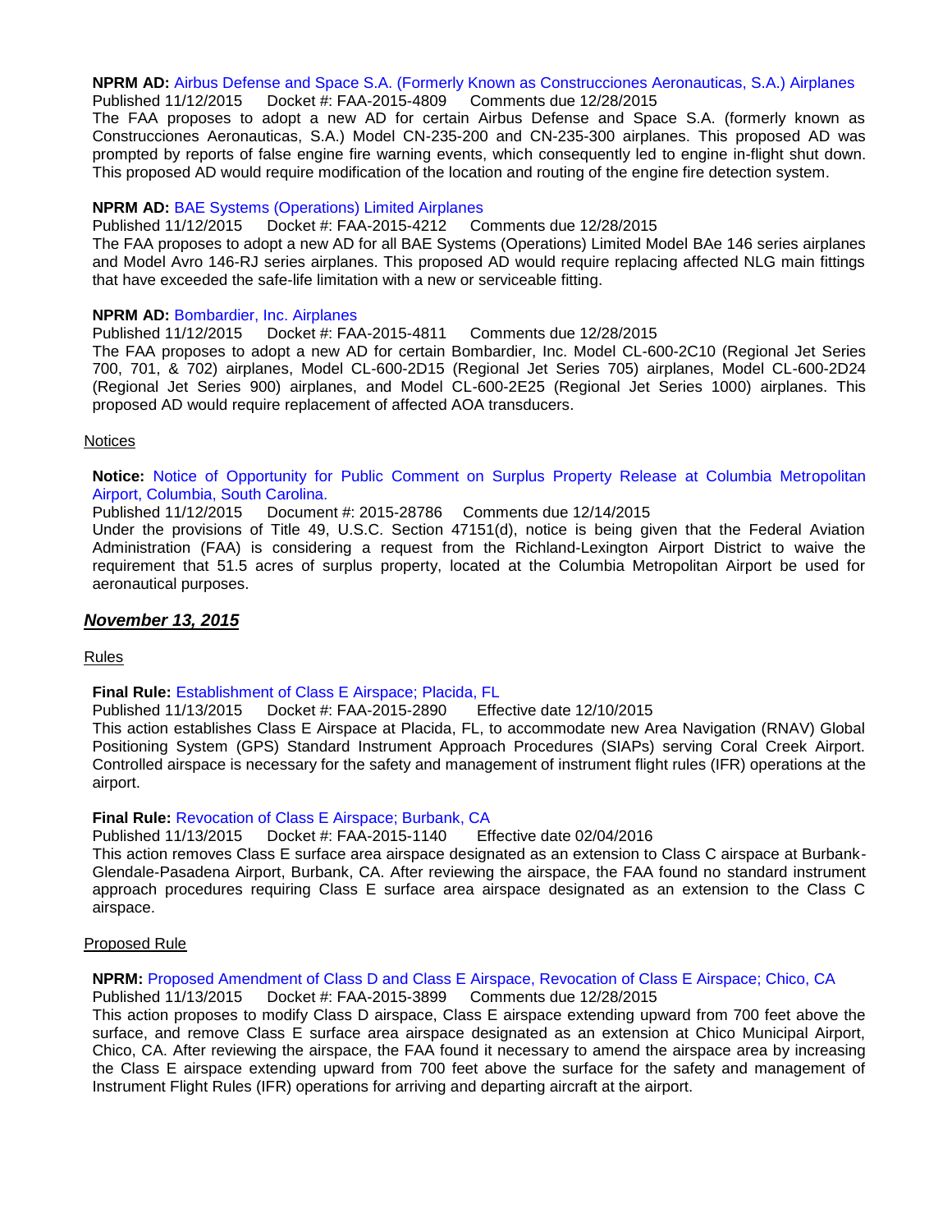**NPRM AD:** Airbus Defense and Space S.A. (Formerly Known as Construcciones Aeronauticas, S.A.) Airplanes
Published 11/12/2015 Docket #: FAA-2015-4809 Comments due 12/28/2015
The FAA proposes to adopt a new AD for certain Airbus Defense and Space S.A. (formerly known as Construcciones Aeronauticas, S.A.) Model CN-235-200 and CN-235-300 airplanes. This proposed AD was prompted by reports of false engine fire warning events, which consequently led to engine in-flight shut down. This proposed AD would require modification of the location and routing of the engine fire detection system.

**NPRM AD:** BAE Systems (Operations) Limited Airplanes
Published 11/12/2015 Docket #: FAA-2015-4212 Comments due 12/28/2015
The FAA proposes to adopt a new AD for all BAE Systems (Operations) Limited Model BAe 146 series airplanes and Model Avro 146-RJ series airplanes. This proposed AD would require replacing affected NLG main fittings that have exceeded the safe-life limitation with a new or serviceable fitting.

**NPRM AD:** Bombardier, Inc. Airplanes
Published 11/12/2015 Docket #: FAA-2015-4811 Comments due 12/28/2015
The FAA proposes to adopt a new AD for certain Bombardier, Inc. Model CL-600-2C10 (Regional Jet Series 700, 701, & 702) airplanes, Model CL-600-2D15 (Regional Jet Series 705) airplanes, Model CL-600-2D24 (Regional Jet Series 900) airplanes, and Model CL-600-2E25 (Regional Jet Series 1000) airplanes. This proposed AD would require replacement of affected AOA transducers.

Notices

**Notice:** Notice of Opportunity for Public Comment on Surplus Property Release at Columbia Metropolitan Airport, Columbia, South Carolina.
Published 11/12/2015 Document #: 2015-28786 Comments due 12/14/2015
Under the provisions of Title 49, U.S.C. Section 47151(d), notice is being given that the Federal Aviation Administration (FAA) is considering a request from the Richland-Lexington Airport District to waive the requirement that 51.5 acres of surplus property, located at the Columbia Metropolitan Airport be used for aeronautical purposes.

## ***November 13, 2015***

Rules

**Final Rule:** Establishment of Class E Airspace; Placida, FL
Published 11/13/2015 Docket #: FAA-2015-2890 Effective date 12/10/2015
This action establishes Class E Airspace at Placida, FL, to accommodate new Area Navigation (RNAV) Global Positioning System (GPS) Standard Instrument Approach Procedures (SIAPs) serving Coral Creek Airport. Controlled airspace is necessary for the safety and management of instrument flight rules (IFR) operations at the airport.

**Final Rule:** Revocation of Class E Airspace; Burbank, CA
Published 11/13/2015 Docket #: FAA-2015-1140 Effective date 02/04/2016
This action removes Class E surface area airspace designated as an extension to Class C airspace at Burbank-Glendale-Pasadena Airport, Burbank, CA. After reviewing the airspace, the FAA found no standard instrument approach procedures requiring Class E surface area airspace designated as an extension to the Class C airspace.

Proposed Rule

**NPRM:** Proposed Amendment of Class D and Class E Airspace, Revocation of Class E Airspace; Chico, CA
Published 11/13/2015 Docket #: FAA-2015-3899 Comments due 12/28/2015
This action proposes to modify Class D airspace, Class E airspace extending upward from 700 feet above the surface, and remove Class E surface area airspace designated as an extension at Chico Municipal Airport, Chico, CA. After reviewing the airspace, the FAA found it necessary to amend the airspace area by increasing the Class E airspace extending upward from 700 feet above the surface for the safety and management of Instrument Flight Rules (IFR) operations for arriving and departing aircraft at the airport.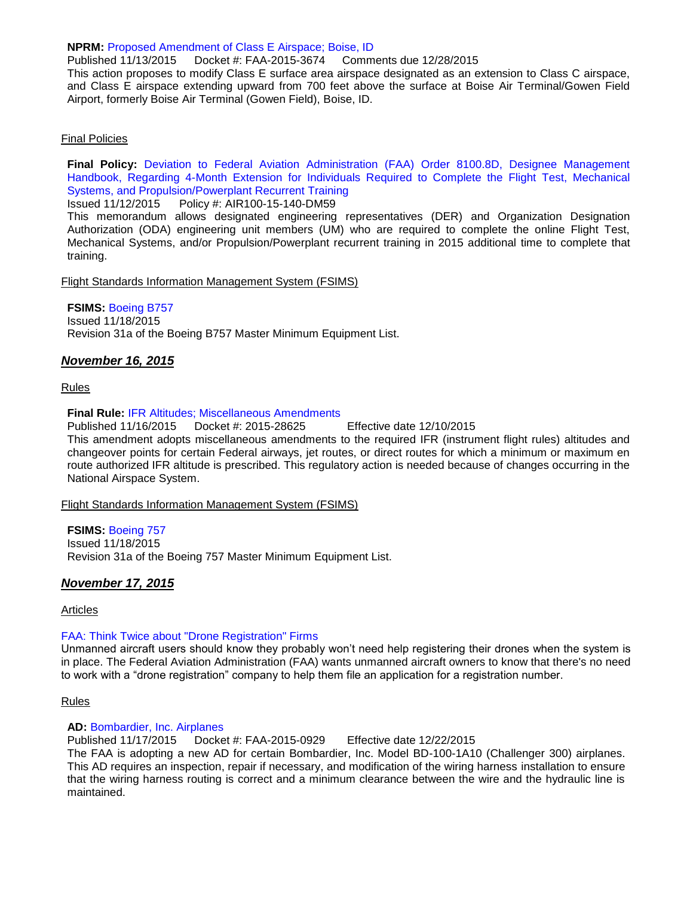**NPRM:** Proposed Amendment of Class E Airspace; Boise, ID
Published 11/13/2015 Docket #: FAA-2015-3674 Comments due 12/28/2015
This action proposes to modify Class E surface area airspace designated as an extension to Class C airspace, and Class E airspace extending upward from 700 feet above the surface at Boise Air Terminal/Gowen Field Airport, formerly Boise Air Terminal (Gowen Field), Boise, ID.

Final Policies

**Final Policy:** Deviation to Federal Aviation Administration (FAA) Order 8100.8D, Designee Management Handbook, Regarding 4-Month Extension for Individuals Required to Complete the Flight Test, Mechanical Systems, and Propulsion/Powerplant Recurrent Training
Issued 11/12/2015 Policy #: AIR100-15-140-DM59
This memorandum allows designated engineering representatives (DER) and Organization Designation Authorization (ODA) engineering unit members (UM) who are required to complete the online Flight Test, Mechanical Systems, and/or Propulsion/Powerplant recurrent training in 2015 additional time to complete that training.

Flight Standards Information Management System (FSIMS)

**FSIMS:** Boeing B757
Issued 11/18/2015
Revision 31a of the Boeing B757 Master Minimum Equipment List.

## *November 16, 2015*

Rules

**Final Rule:** IFR Altitudes; Miscellaneous Amendments
Published 11/16/2015 Docket #: 2015-28625 Effective date 12/10/2015
This amendment adopts miscellaneous amendments to the required IFR (instrument flight rules) altitudes and changeover points for certain Federal airways, jet routes, or direct routes for which a minimum or maximum en route authorized IFR altitude is prescribed. This regulatory action is needed because of changes occurring in the National Airspace System.

Flight Standards Information Management System (FSIMS)

**FSIMS:** Boeing 757
Issued 11/18/2015
Revision 31a of the Boeing 757 Master Minimum Equipment List.

## *November 17, 2015*

Articles

FAA: Think Twice about "Drone Registration" Firms
Unmanned aircraft users should know they probably won't need help registering their drones when the system is in place. The Federal Aviation Administration (FAA) wants unmanned aircraft owners to know that there's no need to work with a "drone registration" company to help them file an application for a registration number.

Rules

**AD:** Bombardier, Inc. Airplanes
Published 11/17/2015 Docket #: FAA-2015-0929 Effective date 12/22/2015
The FAA is adopting a new AD for certain Bombardier, Inc. Model BD-100-1A10 (Challenger 300) airplanes. This AD requires an inspection, repair if necessary, and modification of the wiring harness installation to ensure that the wiring harness routing is correct and a minimum clearance between the wire and the hydraulic line is maintained.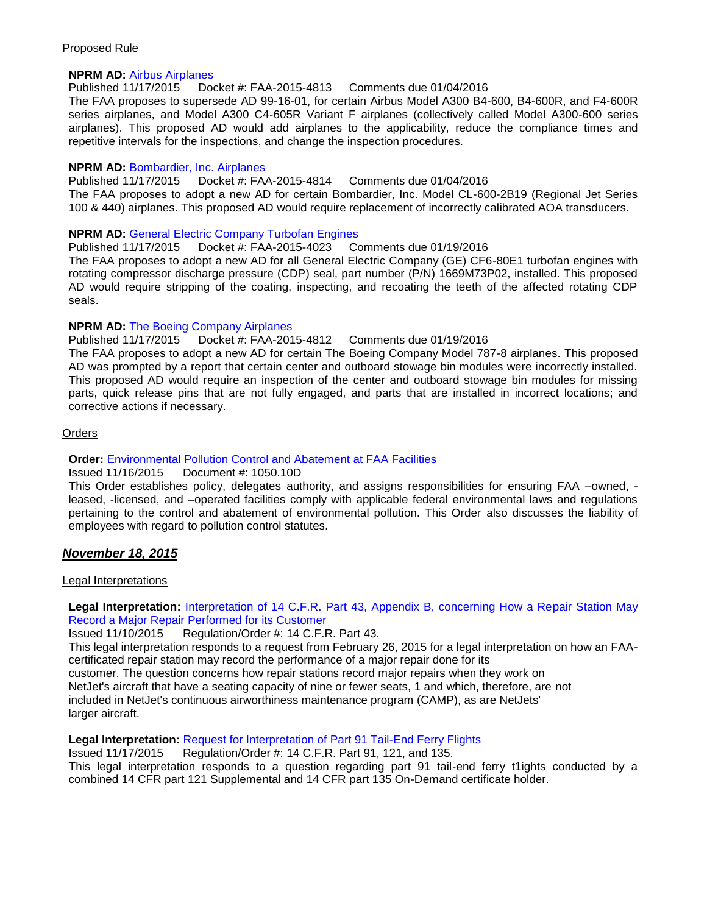Proposed Rule

**NPRM AD:** Airbus Airplanes
Published 11/17/2015 Docket #: FAA-2015-4813 Comments due 01/04/2016
The FAA proposes to supersede AD 99-16-01, for certain Airbus Model A300 B4-600, B4-600R, and F4-600R series airplanes, and Model A300 C4-605R Variant F airplanes (collectively called Model A300-600 series airplanes). This proposed AD would add airplanes to the applicability, reduce the compliance times and repetitive intervals for the inspections, and change the inspection procedures.

**NPRM AD:** Bombardier, Inc. Airplanes
Published 11/17/2015 Docket #: FAA-2015-4814 Comments due 01/04/2016
The FAA proposes to adopt a new AD for certain Bombardier, Inc. Model CL-600-2B19 (Regional Jet Series 100 & 440) airplanes. This proposed AD would require replacement of incorrectly calibrated AOA transducers.

**NPRM AD:** General Electric Company Turbofan Engines
Published 11/17/2015 Docket #: FAA-2015-4023 Comments due 01/19/2016
The FAA proposes to adopt a new AD for all General Electric Company (GE) CF6-80E1 turbofan engines with rotating compressor discharge pressure (CDP) seal, part number (P/N) 1669M73P02, installed. This proposed AD would require stripping of the coating, inspecting, and recoating the teeth of the affected rotating CDP seals.

**NPRM AD:** The Boeing Company Airplanes
Published 11/17/2015 Docket #: FAA-2015-4812 Comments due 01/19/2016
The FAA proposes to adopt a new AD for certain The Boeing Company Model 787-8 airplanes. This proposed AD was prompted by a report that certain center and outboard stowage bin modules were incorrectly installed. This proposed AD would require an inspection of the center and outboard stowage bin modules for missing parts, quick release pins that are not fully engaged, and parts that are installed in incorrect locations; and corrective actions if necessary.

Orders

**Order:** Environmental Pollution Control and Abatement at FAA Facilities
Issued 11/16/2015 Document #: 1050.10D
This Order establishes policy, delegates authority, and assigns responsibilities for ensuring FAA –owned, -leased, -licensed, and –operated facilities comply with applicable federal environmental laws and regulations pertaining to the control and abatement of environmental pollution. This Order also discusses the liability of employees with regard to pollution control statutes.

## ***November 18, 2015***

Legal Interpretations

**Legal Interpretation:** Interpretation of 14 C.F.R. Part 43, Appendix B, concerning How a Repair Station May Record a Major Repair Performed for its Customer
Issued 11/10/2015 Regulation/Order #: 14 C.F.R. Part 43.
This legal interpretation responds to a request from February 26, 2015 for a legal interpretation on how an FAA-certificated repair station may record the performance of a major repair done for its customer. The question concerns how repair stations record major repairs when they work on NetJet's aircraft that have a seating capacity of nine or fewer seats, 1 and which, therefore, are not included in NetJet's continuous airworthiness maintenance program (CAMP), as are NetJets' larger aircraft.

**Legal Interpretation:** Request for Interpretation of Part 91 Tail-End Ferry Flights
Issued 11/17/2015 Regulation/Order #: 14 C.F.R. Part 91, 121, and 135.
This legal interpretation responds to a question regarding part 91 tail-end ferry t1ights conducted by a combined 14 CFR part 121 Supplemental and 14 CFR part 135 On-Demand certificate holder.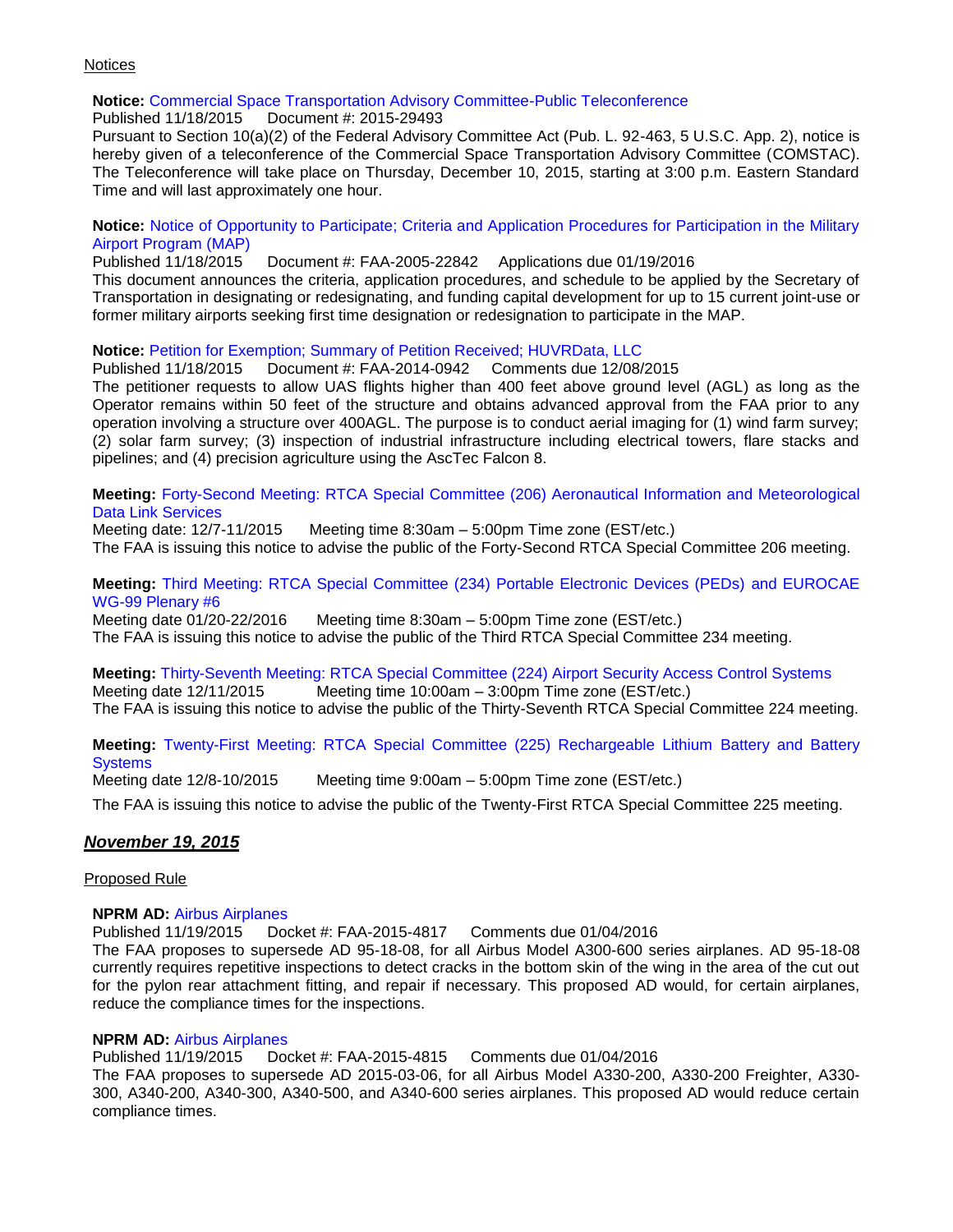Notices

**Notice:** Commercial Space Transportation Advisory Committee-Public Teleconference
Published 11/18/2015 Document #: 2015-29493
Pursuant to Section 10(a)(2) of the Federal Advisory Committee Act (Pub. L. 92-463, 5 U.S.C. App. 2), notice is hereby given of a teleconference of the Commercial Space Transportation Advisory Committee (COMSTAC). The Teleconference will take place on Thursday, December 10, 2015, starting at 3:00 p.m. Eastern Standard Time and will last approximately one hour.

**Notice:** Notice of Opportunity to Participate; Criteria and Application Procedures for Participation in the Military Airport Program (MAP)
Published 11/18/2015 Document #: FAA-2005-22842 Applications due 01/19/2016
This document announces the criteria, application procedures, and schedule to be applied by the Secretary of Transportation in designating or redesignating, and funding capital development for up to 15 current joint-use or former military airports seeking first time designation or redesignation to participate in the MAP.

**Notice:** Petition for Exemption; Summary of Petition Received; HUVRData, LLC
Published 11/18/2015 Document #: FAA-2014-0942 Comments due 12/08/2015
The petitioner requests to allow UAS flights higher than 400 feet above ground level (AGL) as long as the Operator remains within 50 feet of the structure and obtains advanced approval from the FAA prior to any operation involving a structure over 400AGL. The purpose is to conduct aerial imaging for (1) wind farm survey; (2) solar farm survey; (3) inspection of industrial infrastructure including electrical towers, flare stacks and pipelines; and (4) precision agriculture using the AscTec Falcon 8.

**Meeting:** Forty-Second Meeting: RTCA Special Committee (206) Aeronautical Information and Meteorological Data Link Services
Meeting date: 12/7-11/2015 Meeting time 8:30am – 5:00pm Time zone (EST/etc.)
The FAA is issuing this notice to advise the public of the Forty-Second RTCA Special Committee 206 meeting.

**Meeting:** Third Meeting: RTCA Special Committee (234) Portable Electronic Devices (PEDs) and EUROCAE WG-99 Plenary #6
Meeting date 01/20-22/2016 Meeting time 8:30am – 5:00pm Time zone (EST/etc.)
The FAA is issuing this notice to advise the public of the Third RTCA Special Committee 234 meeting.

**Meeting:** Thirty-Seventh Meeting: RTCA Special Committee (224) Airport Security Access Control Systems
Meeting date 12/11/2015 Meeting time 10:00am – 3:00pm Time zone (EST/etc.)
The FAA is issuing this notice to advise the public of the Thirty-Seventh RTCA Special Committee 224 meeting.

**Meeting:** Twenty-First Meeting: RTCA Special Committee (225) Rechargeable Lithium Battery and Battery Systems
Meeting date 12/8-10/2015 Meeting time 9:00am – 5:00pm Time zone (EST/etc.)
The FAA is issuing this notice to advise the public of the Twenty-First RTCA Special Committee 225 meeting.

## ***November 19, 2015***

Proposed Rule

**NPRM AD:** Airbus Airplanes
Published 11/19/2015 Docket #: FAA-2015-4817 Comments due 01/04/2016
The FAA proposes to supersede AD 95-18-08, for all Airbus Model A300-600 series airplanes. AD 95-18-08 currently requires repetitive inspections to detect cracks in the bottom skin of the wing in the area of the cut out for the pylon rear attachment fitting, and repair if necessary. This proposed AD would, for certain airplanes, reduce the compliance times for the inspections.

**NPRM AD:** Airbus Airplanes
Published 11/19/2015 Docket #: FAA-2015-4815 Comments due 01/04/2016
The FAA proposes to supersede AD 2015-03-06, for all Airbus Model A330-200, A330-200 Freighter, A330-300, A340-200, A340-300, A340-500, and A340-600 series airplanes. This proposed AD would reduce certain compliance times.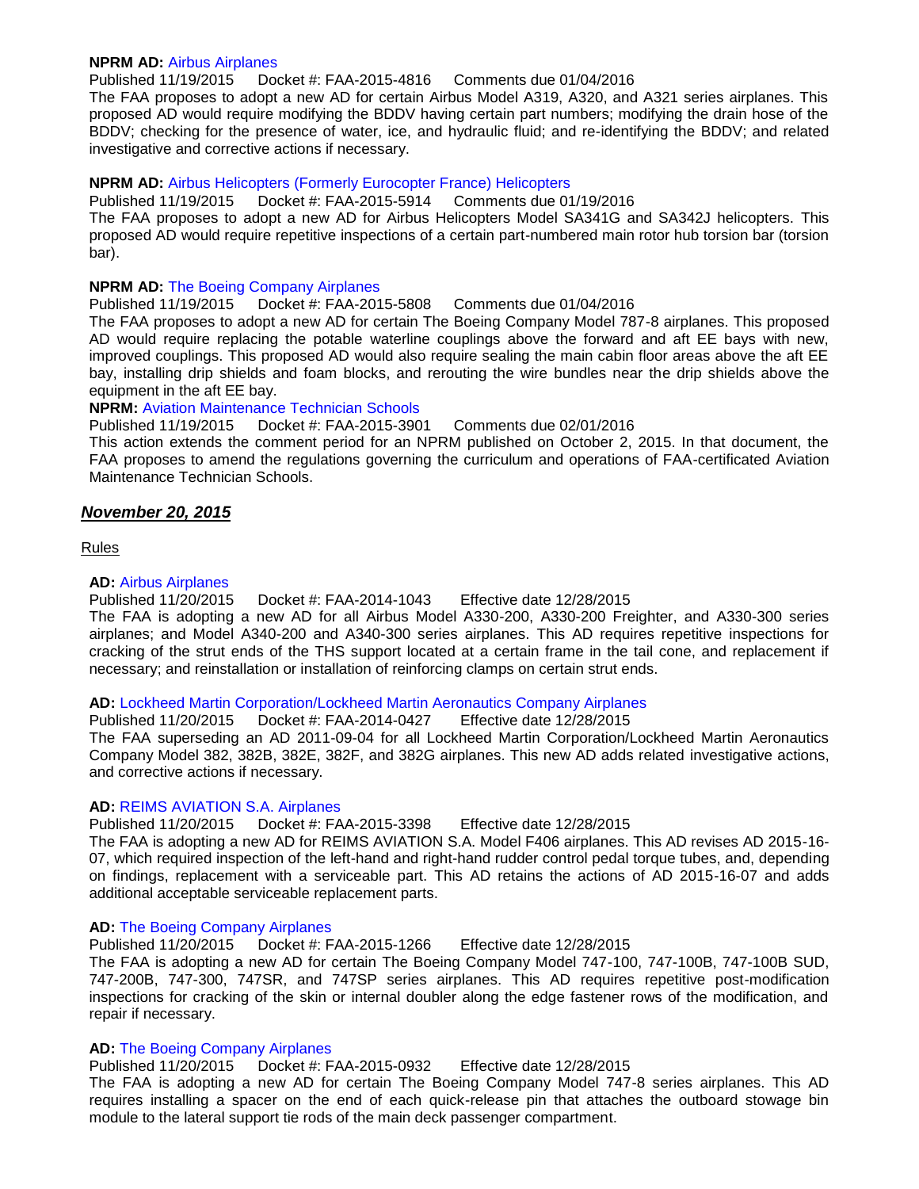**NPRM AD:** Airbus Airplanes
Published 11/19/2015 Docket #: FAA-2015-4816 Comments due 01/04/2016
The FAA proposes to adopt a new AD for certain Airbus Model A319, A320, and A321 series airplanes. This proposed AD would require modifying the BDDV having certain part numbers; modifying the drain hose of the BDDV; checking for the presence of water, ice, and hydraulic fluid; and re-identifying the BDDV; and related investigative and corrective actions if necessary.

**NPRM AD:** Airbus Helicopters (Formerly Eurocopter France) Helicopters
Published 11/19/2015 Docket #: FAA-2015-5914 Comments due 01/19/2016
The FAA proposes to adopt a new AD for Airbus Helicopters Model SA341G and SA342J helicopters. This proposed AD would require repetitive inspections of a certain part-numbered main rotor hub torsion bar (torsion bar).

**NPRM AD:** The Boeing Company Airplanes
Published 11/19/2015 Docket #: FAA-2015-5808 Comments due 01/04/2016
The FAA proposes to adopt a new AD for certain The Boeing Company Model 787-8 airplanes. This proposed AD would require replacing the potable waterline couplings above the forward and aft EE bays with new, improved couplings. This proposed AD would also require sealing the main cabin floor areas above the aft EE bay, installing drip shields and foam blocks, and rerouting the wire bundles near the drip shields above the equipment in the aft EE bay.

**NPRM:** Aviation Maintenance Technician Schools
Published 11/19/2015 Docket #: FAA-2015-3901 Comments due 02/01/2016
This action extends the comment period for an NPRM published on October 2, 2015. In that document, the FAA proposes to amend the regulations governing the curriculum and operations of FAA-certificated Aviation Maintenance Technician Schools.

## ***November 20, 2015***

Rules

**AD:** Airbus Airplanes
Published 11/20/2015 Docket #: FAA-2014-1043 Effective date 12/28/2015
The FAA is adopting a new AD for all Airbus Model A330-200, A330-200 Freighter, and A330-300 series airplanes; and Model A340-200 and A340-300 series airplanes. This AD requires repetitive inspections for cracking of the strut ends of the THS support located at a certain frame in the tail cone, and replacement if necessary; and reinstallation or installation of reinforcing clamps on certain strut ends.

**AD:** Lockheed Martin Corporation/Lockheed Martin Aeronautics Company Airplanes
Published 11/20/2015 Docket #: FAA-2014-0427 Effective date 12/28/2015
The FAA superseding an AD 2011-09-04 for all Lockheed Martin Corporation/Lockheed Martin Aeronautics Company Model 382, 382B, 382E, 382F, and 382G airplanes. This new AD adds related investigative actions, and corrective actions if necessary.

**AD:** REIMS AVIATION S.A. Airplanes
Published 11/20/2015 Docket #: FAA-2015-3398 Effective date 12/28/2015
The FAA is adopting a new AD for REIMS AVIATION S.A. Model F406 airplanes. This AD revises AD 2015-16-07, which required inspection of the left-hand and right-hand rudder control pedal torque tubes, and, depending on findings, replacement with a serviceable part. This AD retains the actions of AD 2015-16-07 and adds additional acceptable serviceable replacement parts.

**AD:** The Boeing Company Airplanes
Published 11/20/2015 Docket #: FAA-2015-1266 Effective date 12/28/2015
The FAA is adopting a new AD for certain The Boeing Company Model 747-100, 747-100B, 747-100B SUD, 747-200B, 747-300, 747SR, and 747SP series airplanes. This AD requires repetitive post-modification inspections for cracking of the skin or internal doubler along the edge fastener rows of the modification, and repair if necessary.

**AD:** The Boeing Company Airplanes
Published 11/20/2015 Docket #: FAA-2015-0932 Effective date 12/28/2015
The FAA is adopting a new AD for certain The Boeing Company Model 747-8 series airplanes. This AD requires installing a spacer on the end of each quick-release pin that attaches the outboard stowage bin module to the lateral support tie rods of the main deck passenger compartment.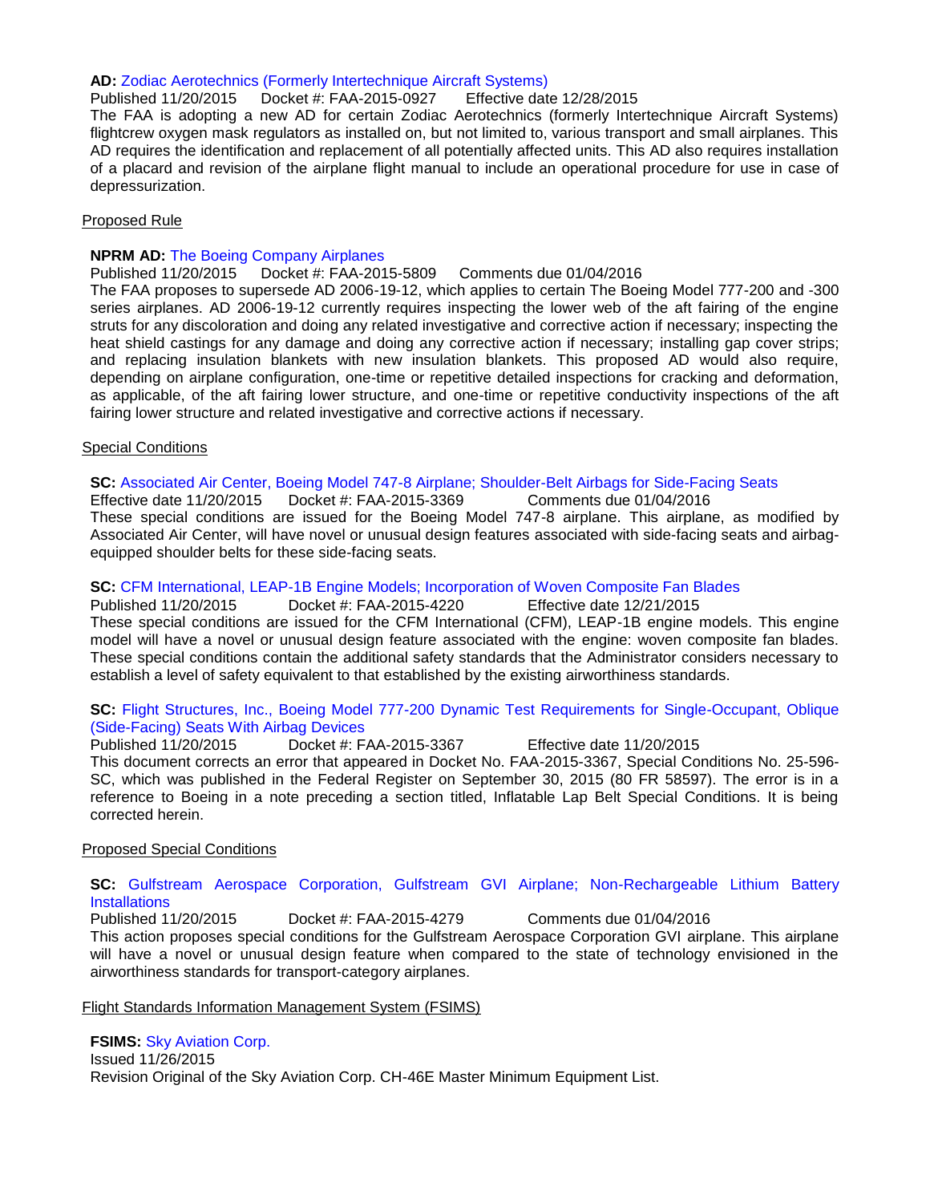**AD:** Zodiac Aerotechnics (Formerly Intertechnique Aircraft Systems)
Published 11/20/2015 Docket #: FAA-2015-0927 Effective date 12/28/2015
The FAA is adopting a new AD for certain Zodiac Aerotechnics (formerly Intertechnique Aircraft Systems) flightcrew oxygen mask regulators as installed on, but not limited to, various transport and small airplanes. This AD requires the identification and replacement of all potentially affected units. This AD also requires installation of a placard and revision of the airplane flight manual to include an operational procedure for use in case of depressurization.

Proposed Rule

**NPRM AD:** The Boeing Company Airplanes
Published 11/20/2015 Docket #: FAA-2015-5809 Comments due 01/04/2016
The FAA proposes to supersede AD 2006-19-12, which applies to certain The Boeing Model 777-200 and -300 series airplanes. AD 2006-19-12 currently requires inspecting the lower web of the aft fairing of the engine struts for any discoloration and doing any related investigative and corrective action if necessary; inspecting the heat shield castings for any damage and doing any corrective action if necessary; installing gap cover strips; and replacing insulation blankets with new insulation blankets. This proposed AD would also require, depending on airplane configuration, one-time or repetitive detailed inspections for cracking and deformation, as applicable, of the aft fairing lower structure, and one-time or repetitive conductivity inspections of the aft fairing lower structure and related investigative and corrective actions if necessary.

Special Conditions

**SC:** Associated Air Center, Boeing Model 747-8 Airplane; Shoulder-Belt Airbags for Side-Facing Seats
Effective date 11/20/2015 Docket #: FAA-2015-3369 Comments due 01/04/2016
These special conditions are issued for the Boeing Model 747-8 airplane. This airplane, as modified by Associated Air Center, will have novel or unusual design features associated with side-facing seats and airbag-equipped shoulder belts for these side-facing seats.

**SC:** CFM International, LEAP-1B Engine Models; Incorporation of Woven Composite Fan Blades
Published 11/20/2015 Docket #: FAA-2015-4220 Effective date 12/21/2015
These special conditions are issued for the CFM International (CFM), LEAP-1B engine models. This engine model will have a novel or unusual design feature associated with the engine: woven composite fan blades. These special conditions contain the additional safety standards that the Administrator considers necessary to establish a level of safety equivalent to that established by the existing airworthiness standards.

**SC:** Flight Structures, Inc., Boeing Model 777-200 Dynamic Test Requirements for Single-Occupant, Oblique (Side-Facing) Seats With Airbag Devices
Published 11/20/2015 Docket #: FAA-2015-3367 Effective date 11/20/2015
This document corrects an error that appeared in Docket No. FAA-2015-3367, Special Conditions No. 25-596-SC, which was published in the Federal Register on September 30, 2015 (80 FR 58597). The error is in a reference to Boeing in a note preceding a section titled, Inflatable Lap Belt Special Conditions. It is being corrected herein.

Proposed Special Conditions

**SC:** Gulfstream Aerospace Corporation, Gulfstream GVI Airplane; Non-Rechargeable Lithium Battery Installations
Published 11/20/2015 Docket #: FAA-2015-4279 Comments due 01/04/2016
This action proposes special conditions for the Gulfstream Aerospace Corporation GVI airplane. This airplane will have a novel or unusual design feature when compared to the state of technology envisioned in the airworthiness standards for transport-category airplanes.

Flight Standards Information Management System (FSIMS)

**FSIMS:** Sky Aviation Corp.
Issued 11/26/2015
Revision Original of the Sky Aviation Corp. CH-46E Master Minimum Equipment List.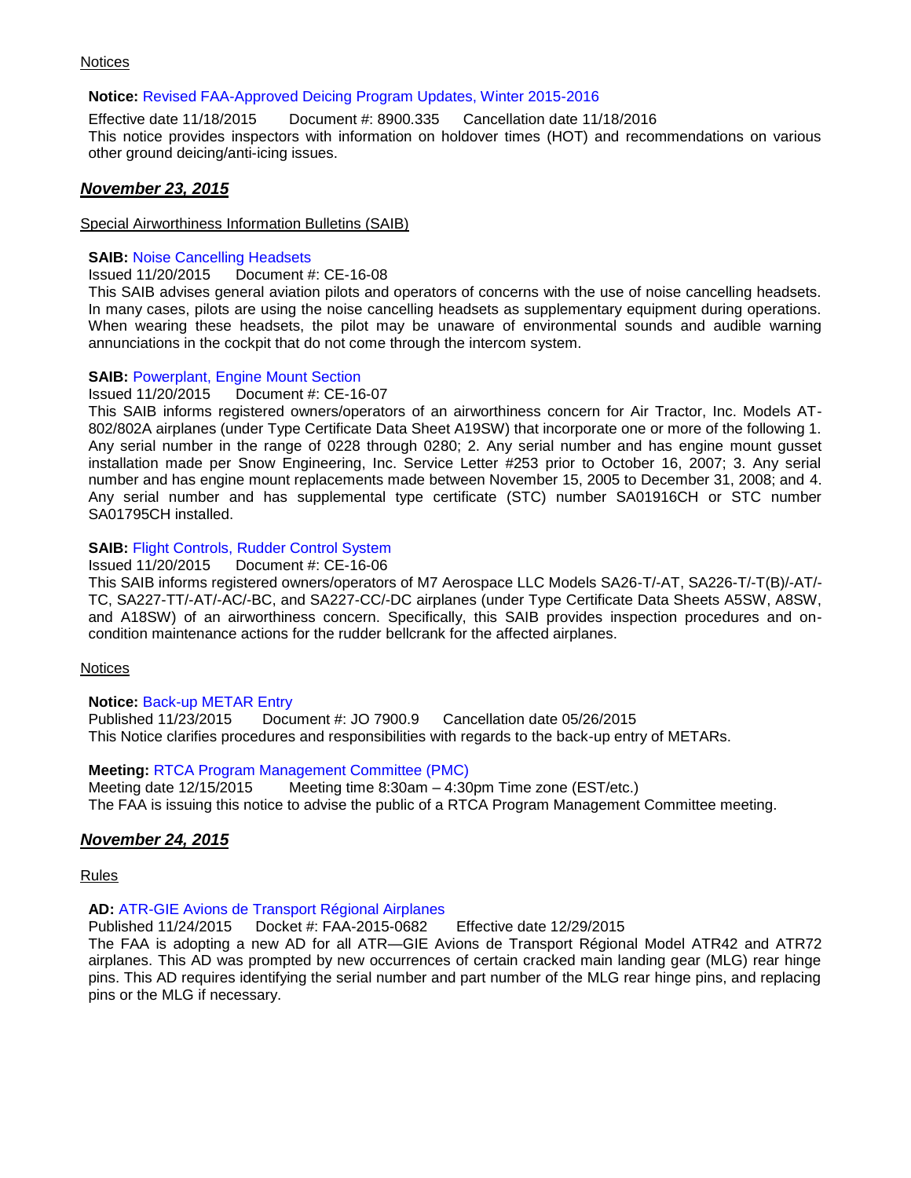Notices

**Notice:** Revised FAA-Approved Deicing Program Updates, Winter 2015-2016

Effective date 11/18/2015  Document #: 8900.335  Cancellation date 11/18/2016

This notice provides inspectors with information on holdover times (HOT) and recommendations on various other ground deicing/anti-icing issues.

## ***November 23, 2015***

Special Airworthiness Information Bulletins (SAIB)

**SAIB:** Noise Cancelling Headsets

Issued 11/20/2015  Document #: CE-16-08

This SAIB advises general aviation pilots and operators of concerns with the use of noise cancelling headsets. In many cases, pilots are using the noise cancelling headsets as supplementary equipment during operations. When wearing these headsets, the pilot may be unaware of environmental sounds and audible warning annunciations in the cockpit that do not come through the intercom system.

**SAIB:** Powerplant, Engine Mount Section

Issued 11/20/2015  Document #: CE-16-07

This SAIB informs registered owners/operators of an airworthiness concern for Air Tractor, Inc. Models AT-802/802A airplanes (under Type Certificate Data Sheet A19SW) that incorporate one or more of the following 1. Any serial number in the range of 0228 through 0280; 2. Any serial number and has engine mount gusset installation made per Snow Engineering, Inc. Service Letter #253 prior to October 16, 2007; 3. Any serial number and has engine mount replacements made between November 15, 2005 to December 31, 2008; and 4. Any serial number and has supplemental type certificate (STC) number SA01916CH or STC number SA01795CH installed.

**SAIB:** Flight Controls, Rudder Control System

Issued 11/20/2015  Document #: CE-16-06

This SAIB informs registered owners/operators of M7 Aerospace LLC Models SA26-T/-AT, SA226-T/-T(B)/-AT/-TC, SA227-TT/-AT/-AC/-BC, and SA227-CC/-DC airplanes (under Type Certificate Data Sheets A5SW, A8SW, and A18SW) of an airworthiness concern. Specifically, this SAIB provides inspection procedures and on-condition maintenance actions for the rudder bellcrank for the affected airplanes.

Notices

**Notice:** Back-up METAR Entry

Published 11/23/2015  Document #: JO 7900.9  Cancellation date 05/26/2015

This Notice clarifies procedures and responsibilities with regards to the back-up entry of METARs.

**Meeting:** RTCA Program Management Committee (PMC)

Meeting date 12/15/2015  Meeting time 8:30am – 4:30pm Time zone (EST/etc.)

The FAA is issuing this notice to advise the public of a RTCA Program Management Committee meeting.

## ***November 24, 2015***

Rules

**AD:** ATR-GIE Avions de Transport Régional Airplanes

Published 11/24/2015  Docket #: FAA-2015-0682  Effective date 12/29/2015

The FAA is adopting a new AD for all ATR—GIE Avions de Transport Régional Model ATR42 and ATR72 airplanes. This AD was prompted by new occurrences of certain cracked main landing gear (MLG) rear hinge pins. This AD requires identifying the serial number and part number of the MLG rear hinge pins, and replacing pins or the MLG if necessary.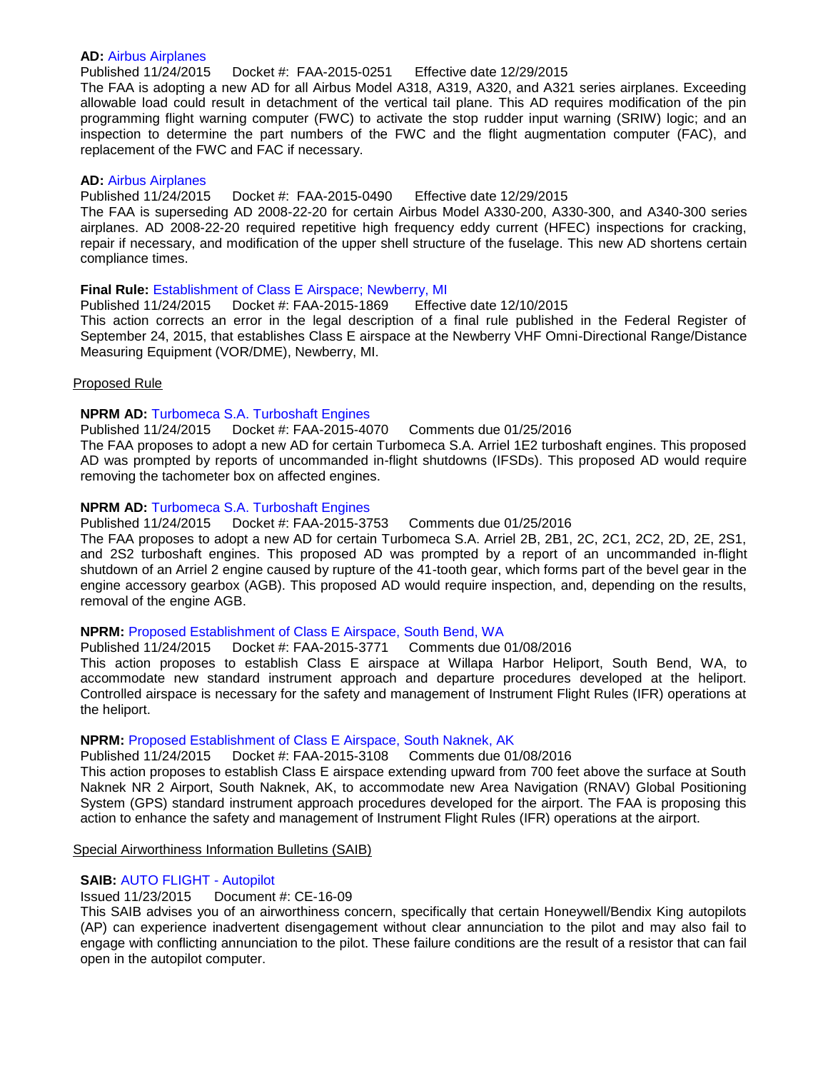**AD:** Airbus Airplanes
Published 11/24/2015     Docket #: FAA-2015-0251     Effective date 12/29/2015
The FAA is adopting a new AD for all Airbus Model A318, A319, A320, and A321 series airplanes. Exceeding allowable load could result in detachment of the vertical tail plane. This AD requires modification of the pin programming flight warning computer (FWC) to activate the stop rudder input warning (SRIW) logic; and an inspection to determine the part numbers of the FWC and the flight augmentation computer (FAC), and replacement of the FWC and FAC if necessary.

**AD:** Airbus Airplanes
Published 11/24/2015     Docket #: FAA-2015-0490     Effective date 12/29/2015
The FAA is superseding AD 2008-22-20 for certain Airbus Model A330-200, A330-300, and A340-300 series airplanes. AD 2008-22-20 required repetitive high frequency eddy current (HFEC) inspections for cracking, repair if necessary, and modification of the upper shell structure of the fuselage. This new AD shortens certain compliance times.

**Final Rule:** Establishment of Class E Airspace; Newberry, MI
Published 11/24/2015     Docket #: FAA-2015-1869     Effective date 12/10/2015
This action corrects an error in the legal description of a final rule published in the Federal Register of September 24, 2015, that establishes Class E airspace at the Newberry VHF Omni-Directional Range/Distance Measuring Equipment (VOR/DME), Newberry, MI.

Proposed Rule

**NPRM AD:** Turbomeca S.A. Turboshaft Engines
Published 11/24/2015     Docket #: FAA-2015-4070     Comments due 01/25/2016
The FAA proposes to adopt a new AD for certain Turbomeca S.A. Arriel 1E2 turboshaft engines. This proposed AD was prompted by reports of uncommanded in-flight shutdowns (IFSDs). This proposed AD would require removing the tachometer box on affected engines.

**NPRM AD:** Turbomeca S.A. Turboshaft Engines
Published 11/24/2015     Docket #: FAA-2015-3753     Comments due 01/25/2016
The FAA proposes to adopt a new AD for certain Turbomeca S.A. Arriel 2B, 2B1, 2C, 2C1, 2C2, 2D, 2E, 2S1, and 2S2 turboshaft engines. This proposed AD was prompted by a report of an uncommanded in-flight shutdown of an Arriel 2 engine caused by rupture of the 41-tooth gear, which forms part of the bevel gear in the engine accessory gearbox (AGB). This proposed AD would require inspection, and, depending on the results, removal of the engine AGB.

**NPRM:** Proposed Establishment of Class E Airspace, South Bend, WA
Published 11/24/2015     Docket #: FAA-2015-3771     Comments due 01/08/2016
This action proposes to establish Class E airspace at Willapa Harbor Heliport, South Bend, WA, to accommodate new standard instrument approach and departure procedures developed at the heliport. Controlled airspace is necessary for the safety and management of Instrument Flight Rules (IFR) operations at the heliport.

**NPRM:** Proposed Establishment of Class E Airspace, South Naknek, AK
Published 11/24/2015     Docket #: FAA-2015-3108     Comments due 01/08/2016
This action proposes to establish Class E airspace extending upward from 700 feet above the surface at South Naknek NR 2 Airport, South Naknek, AK, to accommodate new Area Navigation (RNAV) Global Positioning System (GPS) standard instrument approach procedures developed for the airport. The FAA is proposing this action to enhance the safety and management of Instrument Flight Rules (IFR) operations at the airport.

Special Airworthiness Information Bulletins (SAIB)

**SAIB:** AUTO FLIGHT - Autopilot
Issued 11/23/2015     Document #: CE-16-09
This SAIB advises you of an airworthiness concern, specifically that certain Honeywell/Bendix King autopilots (AP) can experience inadvertent disengagement without clear annunciation to the pilot and may also fail to engage with conflicting annunciation to the pilot. These failure conditions are the result of a resistor that can fail open in the autopilot computer.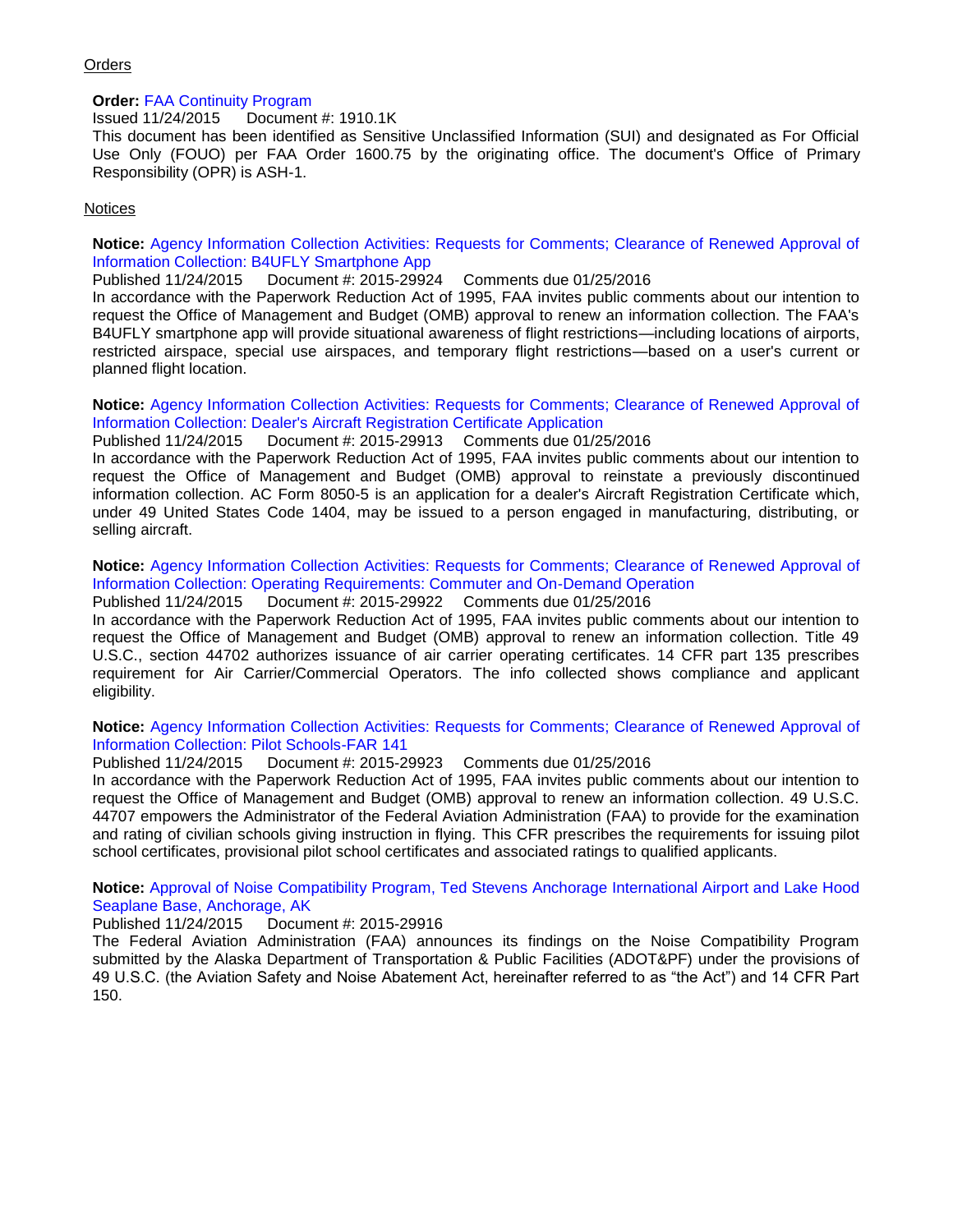Orders

**Order:** FAA Continuity Program
Issued 11/24/2015     Document #: 1910.1K
This document has been identified as Sensitive Unclassified Information (SUI) and designated as For Official Use Only (FOUO) per FAA Order 1600.75 by the originating office. The document's Office of Primary Responsibility (OPR) is ASH-1.

Notices

**Notice:** Agency Information Collection Activities: Requests for Comments; Clearance of Renewed Approval of Information Collection: B4UFLY Smartphone App
Published 11/24/2015     Document #: 2015-29924     Comments due 01/25/2016
In accordance with the Paperwork Reduction Act of 1995, FAA invites public comments about our intention to request the Office of Management and Budget (OMB) approval to renew an information collection. The FAA's B4UFLY smartphone app will provide situational awareness of flight restrictions—including locations of airports, restricted airspace, special use airspaces, and temporary flight restrictions—based on a user's current or planned flight location.

**Notice:** Agency Information Collection Activities: Requests for Comments; Clearance of Renewed Approval of Information Collection: Dealer's Aircraft Registration Certificate Application
Published 11/24/2015     Document #: 2015-29913     Comments due 01/25/2016
In accordance with the Paperwork Reduction Act of 1995, FAA invites public comments about our intention to request the Office of Management and Budget (OMB) approval to reinstate a previously discontinued information collection. AC Form 8050-5 is an application for a dealer's Aircraft Registration Certificate which, under 49 United States Code 1404, may be issued to a person engaged in manufacturing, distributing, or selling aircraft.

**Notice:** Agency Information Collection Activities: Requests for Comments; Clearance of Renewed Approval of Information Collection: Operating Requirements: Commuter and On-Demand Operation
Published 11/24/2015     Document #: 2015-29922     Comments due 01/25/2016
In accordance with the Paperwork Reduction Act of 1995, FAA invites public comments about our intention to request the Office of Management and Budget (OMB) approval to renew an information collection. Title 49 U.S.C., section 44702 authorizes issuance of air carrier operating certificates. 14 CFR part 135 prescribes requirement for Air Carrier/Commercial Operators. The info collected shows compliance and applicant eligibility.

**Notice:** Agency Information Collection Activities: Requests for Comments; Clearance of Renewed Approval of Information Collection: Pilot Schools-FAR 141
Published 11/24/2015     Document #: 2015-29923     Comments due 01/25/2016
In accordance with the Paperwork Reduction Act of 1995, FAA invites public comments about our intention to request the Office of Management and Budget (OMB) approval to renew an information collection. 49 U.S.C. 44707 empowers the Administrator of the Federal Aviation Administration (FAA) to provide for the examination and rating of civilian schools giving instruction in flying. This CFR prescribes the requirements for issuing pilot school certificates, provisional pilot school certificates and associated ratings to qualified applicants.

**Notice:** Approval of Noise Compatibility Program, Ted Stevens Anchorage International Airport and Lake Hood Seaplane Base, Anchorage, AK
Published 11/24/2015     Document #: 2015-29916
The Federal Aviation Administration (FAA) announces its findings on the Noise Compatibility Program submitted by the Alaska Department of Transportation & Public Facilities (ADOT&PF) under the provisions of 49 U.S.C. (the Aviation Safety and Noise Abatement Act, hereinafter referred to as "the Act") and 14 CFR Part 150.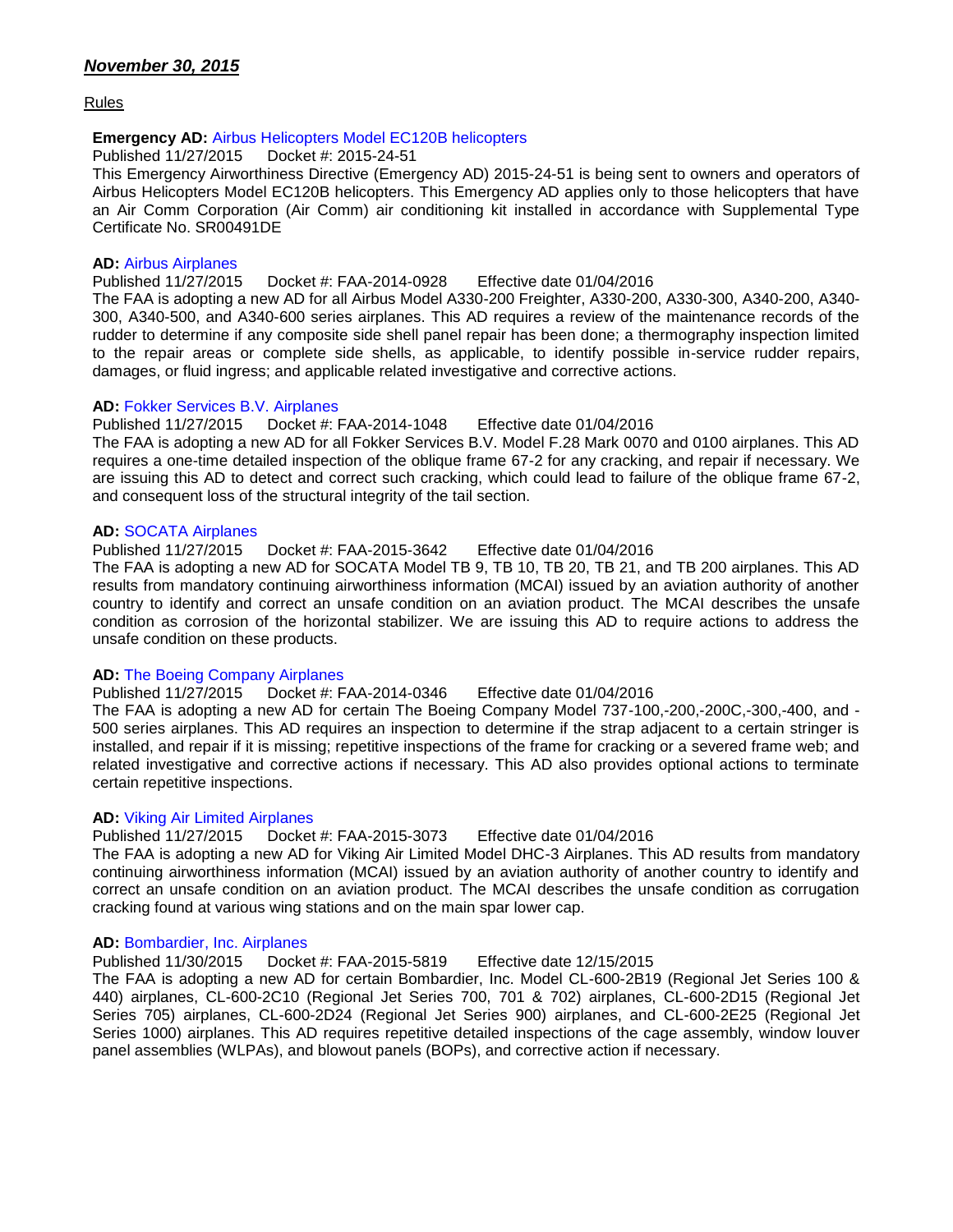***November 30, 2015***

Rules

**Emergency AD:** Airbus Helicopters Model EC120B helicopters
Published 11/27/2015  Docket #: 2015-24-51
This Emergency Airworthiness Directive (Emergency AD) 2015-24-51 is being sent to owners and operators of Airbus Helicopters Model EC120B helicopters. This Emergency AD applies only to those helicopters that have an Air Comm Corporation (Air Comm) air conditioning kit installed in accordance with Supplemental Type Certificate No. SR00491DE

**AD:** Airbus Airplanes
Published 11/27/2015  Docket #: FAA-2014-0928  Effective date 01/04/2016
The FAA is adopting a new AD for all Airbus Model A330-200 Freighter, A330-200, A330-300, A340-200, A340-300, A340-500, and A340-600 series airplanes. This AD requires a review of the maintenance records of the rudder to determine if any composite side shell panel repair has been done; a thermography inspection limited to the repair areas or complete side shells, as applicable, to identify possible in-service rudder repairs, damages, or fluid ingress; and applicable related investigative and corrective actions.

**AD:** Fokker Services B.V. Airplanes
Published 11/27/2015  Docket #: FAA-2014-1048  Effective date 01/04/2016
The FAA is adopting a new AD for all Fokker Services B.V. Model F.28 Mark 0070 and 0100 airplanes. This AD requires a one-time detailed inspection of the oblique frame 67-2 for any cracking, and repair if necessary. We are issuing this AD to detect and correct such cracking, which could lead to failure of the oblique frame 67-2, and consequent loss of the structural integrity of the tail section.

**AD:** SOCATA Airplanes
Published 11/27/2015  Docket #: FAA-2015-3642  Effective date 01/04/2016
The FAA is adopting a new AD for SOCATA Model TB 9, TB 10, TB 20, TB 21, and TB 200 airplanes. This AD results from mandatory continuing airworthiness information (MCAI) issued by an aviation authority of another country to identify and correct an unsafe condition on an aviation product. The MCAI describes the unsafe condition as corrosion of the horizontal stabilizer. We are issuing this AD to require actions to address the unsafe condition on these products.

**AD:** The Boeing Company Airplanes
Published 11/27/2015  Docket #: FAA-2014-0346  Effective date 01/04/2016
The FAA is adopting a new AD for certain The Boeing Company Model 737-100,-200,-200C,-300,-400, and -500 series airplanes. This AD requires an inspection to determine if the strap adjacent to a certain stringer is installed, and repair if it is missing; repetitive inspections of the frame for cracking or a severed frame web; and related investigative and corrective actions if necessary. This AD also provides optional actions to terminate certain repetitive inspections.

**AD:** Viking Air Limited Airplanes
Published 11/27/2015  Docket #: FAA-2015-3073  Effective date 01/04/2016
The FAA is adopting a new AD for Viking Air Limited Model DHC-3 Airplanes. This AD results from mandatory continuing airworthiness information (MCAI) issued by an aviation authority of another country to identify and correct an unsafe condition on an aviation product. The MCAI describes the unsafe condition as corrugation cracking found at various wing stations and on the main spar lower cap.

**AD:** Bombardier, Inc. Airplanes
Published 11/30/2015  Docket #: FAA-2015-5819  Effective date 12/15/2015
The FAA is adopting a new AD for certain Bombardier, Inc. Model CL-600-2B19 (Regional Jet Series 100 & 440) airplanes, CL-600-2C10 (Regional Jet Series 700, 701 & 702) airplanes, CL-600-2D15 (Regional Jet Series 705) airplanes, CL-600-2D24 (Regional Jet Series 900) airplanes, and CL-600-2E25 (Regional Jet Series 1000) airplanes. This AD requires repetitive detailed inspections of the cage assembly, window louver panel assemblies (WLPAs), and blowout panels (BOPs), and corrective action if necessary.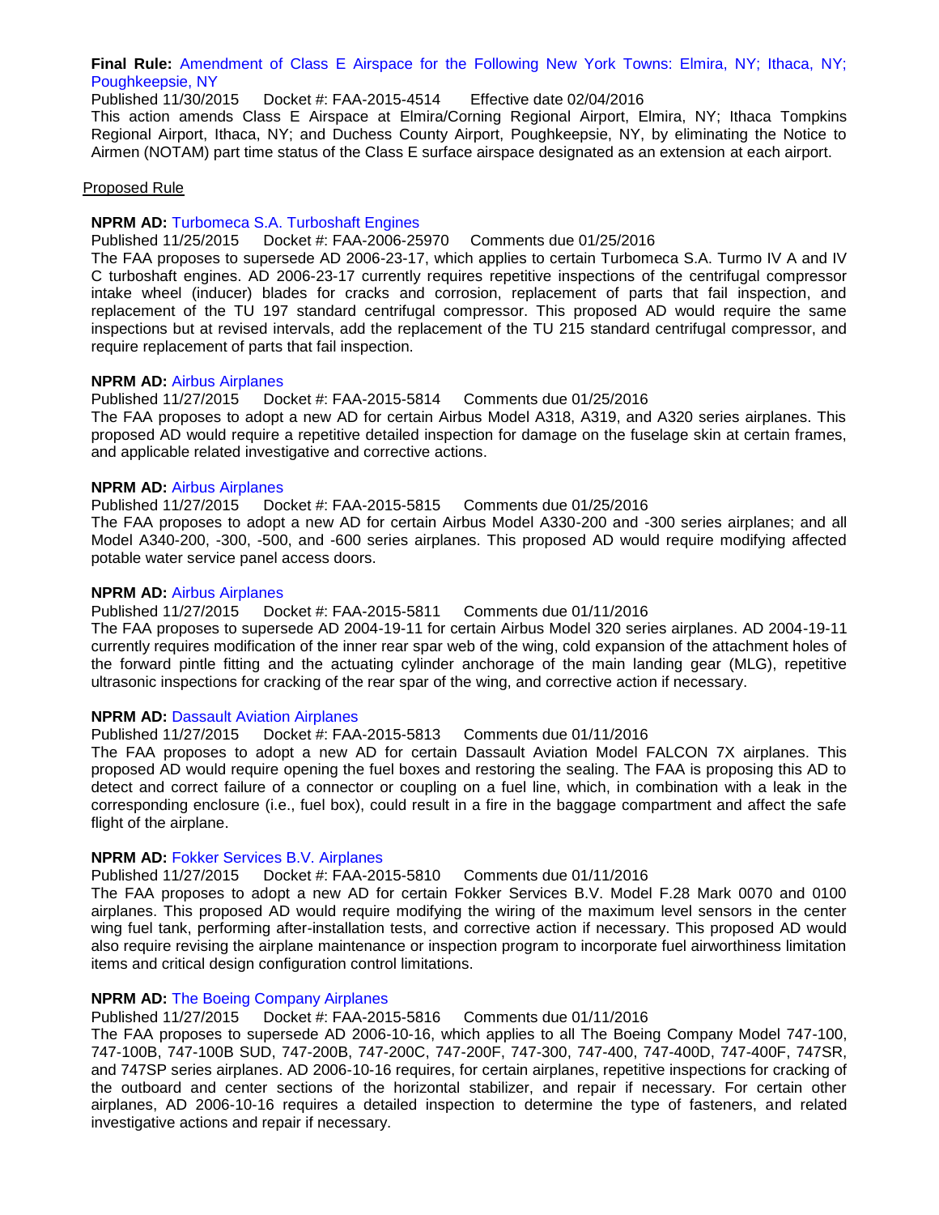**Final Rule:** Amendment of Class E Airspace for the Following New York Towns: Elmira, NY; Ithaca, NY; Poughkeepsie, NY

Published 11/30/2015 Docket #: FAA-2015-4514 Effective date 02/04/2016

This action amends Class E Airspace at Elmira/Corning Regional Airport, Elmira, NY; Ithaca Tompkins Regional Airport, Ithaca, NY; and Duchess County Airport, Poughkeepsie, NY, by eliminating the Notice to Airmen (NOTAM) part time status of the Class E surface airspace designated as an extension at each airport.

Proposed Rule

**NPRM AD:** Turbomeca S.A. Turboshaft Engines

Published 11/25/2015 Docket #: FAA-2006-25970 Comments due 01/25/2016

The FAA proposes to supersede AD 2006-23-17, which applies to certain Turbomeca S.A. Turmo IV A and IV C turboshaft engines. AD 2006-23-17 currently requires repetitive inspections of the centrifugal compressor intake wheel (inducer) blades for cracks and corrosion, replacement of parts that fail inspection, and replacement of the TU 197 standard centrifugal compressor. This proposed AD would require the same inspections but at revised intervals, add the replacement of the TU 215 standard centrifugal compressor, and require replacement of parts that fail inspection.

**NPRM AD:** Airbus Airplanes

Published 11/27/2015 Docket #: FAA-2015-5814 Comments due 01/25/2016

The FAA proposes to adopt a new AD for certain Airbus Model A318, A319, and A320 series airplanes. This proposed AD would require a repetitive detailed inspection for damage on the fuselage skin at certain frames, and applicable related investigative and corrective actions.

**NPRM AD:** Airbus Airplanes

Published 11/27/2015 Docket #: FAA-2015-5815 Comments due 01/25/2016

The FAA proposes to adopt a new AD for certain Airbus Model A330-200 and -300 series airplanes; and all Model A340-200, -300, -500, and -600 series airplanes. This proposed AD would require modifying affected potable water service panel access doors.

**NPRM AD:** Airbus Airplanes

Published 11/27/2015 Docket #: FAA-2015-5811 Comments due 01/11/2016

The FAA proposes to supersede AD 2004-19-11 for certain Airbus Model 320 series airplanes. AD 2004-19-11 currently requires modification of the inner rear spar web of the wing, cold expansion of the attachment holes of the forward pintle fitting and the actuating cylinder anchorage of the main landing gear (MLG), repetitive ultrasonic inspections for cracking of the rear spar of the wing, and corrective action if necessary.

**NPRM AD:** Dassault Aviation Airplanes

Published 11/27/2015 Docket #: FAA-2015-5813 Comments due 01/11/2016

The FAA proposes to adopt a new AD for certain Dassault Aviation Model FALCON 7X airplanes. This proposed AD would require opening the fuel boxes and restoring the sealing. The FAA is proposing this AD to detect and correct failure of a connector or coupling on a fuel line, which, in combination with a leak in the corresponding enclosure (i.e., fuel box), could result in a fire in the baggage compartment and affect the safe flight of the airplane.

**NPRM AD:** Fokker Services B.V. Airplanes

Published 11/27/2015 Docket #: FAA-2015-5810 Comments due 01/11/2016

The FAA proposes to adopt a new AD for certain Fokker Services B.V. Model F.28 Mark 0070 and 0100 airplanes. This proposed AD would require modifying the wiring of the maximum level sensors in the center wing fuel tank, performing after-installation tests, and corrective action if necessary. This proposed AD would also require revising the airplane maintenance or inspection program to incorporate fuel airworthiness limitation items and critical design configuration control limitations.

**NPRM AD:** The Boeing Company Airplanes

Published 11/27/2015 Docket #: FAA-2015-5816 Comments due 01/11/2016

The FAA proposes to supersede AD 2006-10-16, which applies to all The Boeing Company Model 747-100, 747-100B, 747-100B SUD, 747-200B, 747-200C, 747-200F, 747-300, 747-400, 747-400D, 747-400F, 747SR, and 747SP series airplanes. AD 2006-10-16 requires, for certain airplanes, repetitive inspections for cracking of the outboard and center sections of the horizontal stabilizer, and repair if necessary. For certain other airplanes, AD 2006-10-16 requires a detailed inspection to determine the type of fasteners, and related investigative actions and repair if necessary.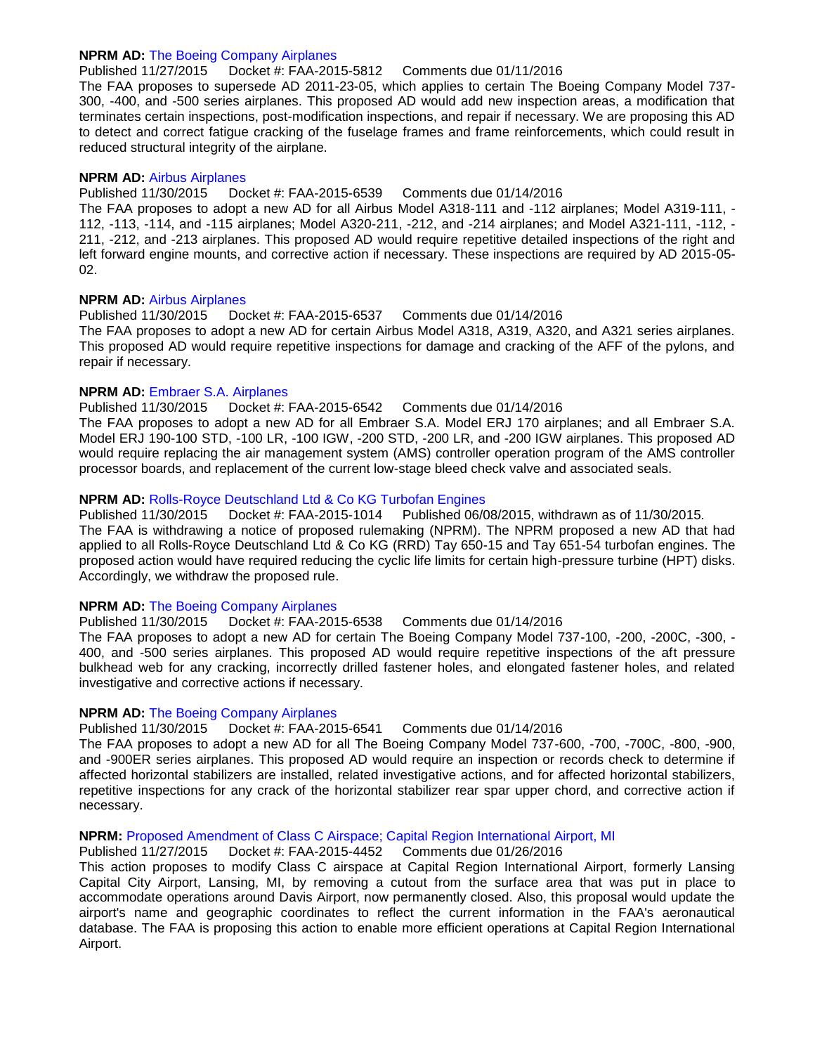**NPRM AD:** The Boeing Company Airplanes
Published 11/27/2015 Docket #: FAA-2015-5812 Comments due 01/11/2016
The FAA proposes to supersede AD 2011-23-05, which applies to certain The Boeing Company Model 737-300, -400, and -500 series airplanes. This proposed AD would add new inspection areas, a modification that terminates certain inspections, post-modification inspections, and repair if necessary. We are proposing this AD to detect and correct fatigue cracking of the fuselage frames and frame reinforcements, which could result in reduced structural integrity of the airplane.

**NPRM AD:** Airbus Airplanes
Published 11/30/2015 Docket #: FAA-2015-6539 Comments due 01/14/2016
The FAA proposes to adopt a new AD for all Airbus Model A318-111 and -112 airplanes; Model A319-111, -112, -113, -114, and -115 airplanes; Model A320-211, -212, and -214 airplanes; and Model A321-111, -112, -211, -212, and -213 airplanes. This proposed AD would require repetitive detailed inspections of the right and left forward engine mounts, and corrective action if necessary. These inspections are required by AD 2015-05-02.

**NPRM AD:** Airbus Airplanes
Published 11/30/2015 Docket #: FAA-2015-6537 Comments due 01/14/2016
The FAA proposes to adopt a new AD for certain Airbus Model A318, A319, A320, and A321 series airplanes. This proposed AD would require repetitive inspections for damage and cracking of the AFF of the pylons, and repair if necessary.

**NPRM AD:** Embraer S.A. Airplanes
Published 11/30/2015 Docket #: FAA-2015-6542 Comments due 01/14/2016
The FAA proposes to adopt a new AD for all Embraer S.A. Model ERJ 170 airplanes; and all Embraer S.A. Model ERJ 190-100 STD, -100 LR, -100 IGW, -200 STD, -200 LR, and -200 IGW airplanes. This proposed AD would require replacing the air management system (AMS) controller operation program of the AMS controller processor boards, and replacement of the current low-stage bleed check valve and associated seals.

**NPRM AD:** Rolls-Royce Deutschland Ltd & Co KG Turbofan Engines
Published 11/30/2015 Docket #: FAA-2015-1014 Published 06/08/2015, withdrawn as of 11/30/2015.
The FAA is withdrawing a notice of proposed rulemaking (NPRM). The NPRM proposed a new AD that had applied to all Rolls-Royce Deutschland Ltd & Co KG (RRD) Tay 650-15 and Tay 651-54 turbofan engines. The proposed action would have required reducing the cyclic life limits for certain high-pressure turbine (HPT) disks. Accordingly, we withdraw the proposed rule.

**NPRM AD:** The Boeing Company Airplanes
Published 11/30/2015 Docket #: FAA-2015-6538 Comments due 01/14/2016
The FAA proposes to adopt a new AD for certain The Boeing Company Model 737-100, -200, -200C, -300, -400, and -500 series airplanes. This proposed AD would require repetitive inspections of the aft pressure bulkhead web for any cracking, incorrectly drilled fastener holes, and elongated fastener holes, and related investigative and corrective actions if necessary.

**NPRM AD:** The Boeing Company Airplanes
Published 11/30/2015 Docket #: FAA-2015-6541 Comments due 01/14/2016
The FAA proposes to adopt a new AD for all The Boeing Company Model 737-600, -700, -700C, -800, -900, and -900ER series airplanes. This proposed AD would require an inspection or records check to determine if affected horizontal stabilizers are installed, related investigative actions, and for affected horizontal stabilizers, repetitive inspections for any crack of the horizontal stabilizer rear spar upper chord, and corrective action if necessary.

**NPRM:** Proposed Amendment of Class C Airspace; Capital Region International Airport, MI
Published 11/27/2015 Docket #: FAA-2015-4452 Comments due 01/26/2016
This action proposes to modify Class C airspace at Capital Region International Airport, formerly Lansing Capital City Airport, Lansing, MI, by removing a cutout from the surface area that was put in place to accommodate operations around Davis Airport, now permanently closed. Also, this proposal would update the airport's name and geographic coordinates to reflect the current information in the FAA's aeronautical database. The FAA is proposing this action to enable more efficient operations at Capital Region International Airport.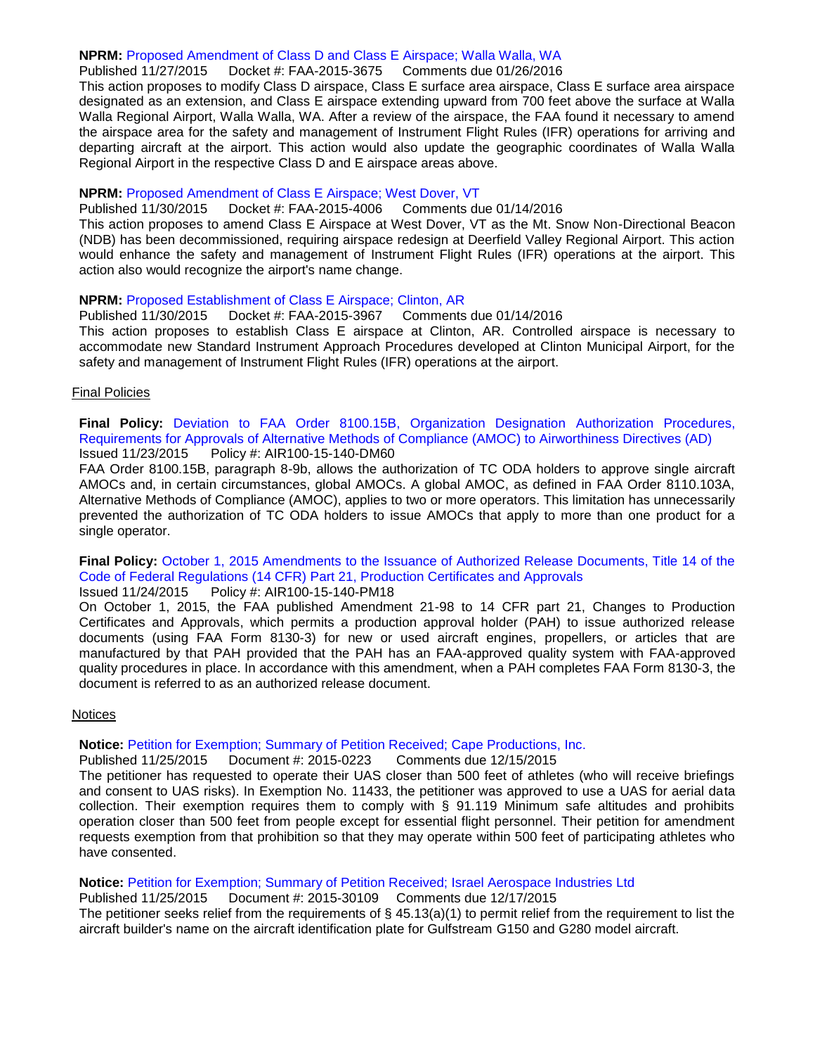**NPRM:** Proposed Amendment of Class D and Class E Airspace; Walla Walla, WA

Published 11/27/2015 Docket #: FAA-2015-3675 Comments due 01/26/2016

This action proposes to modify Class D airspace, Class E surface area airspace, Class E surface area airspace designated as an extension, and Class E airspace extending upward from 700 feet above the surface at Walla Walla Regional Airport, Walla Walla, WA. After a review of the airspace, the FAA found it necessary to amend the airspace area for the safety and management of Instrument Flight Rules (IFR) operations for arriving and departing aircraft at the airport. This action would also update the geographic coordinates of Walla Walla Regional Airport in the respective Class D and E airspace areas above.

**NPRM:** Proposed Amendment of Class E Airspace; West Dover, VT

Published 11/30/2015 Docket #: FAA-2015-4006 Comments due 01/14/2016

This action proposes to amend Class E Airspace at West Dover, VT as the Mt. Snow Non-Directional Beacon (NDB) has been decommissioned, requiring airspace redesign at Deerfield Valley Regional Airport. This action would enhance the safety and management of Instrument Flight Rules (IFR) operations at the airport. This action also would recognize the airport's name change.

**NPRM:** Proposed Establishment of Class E Airspace; Clinton, AR

Published 11/30/2015 Docket #: FAA-2015-3967 Comments due 01/14/2016

This action proposes to establish Class E airspace at Clinton, AR. Controlled airspace is necessary to accommodate new Standard Instrument Approach Procedures developed at Clinton Municipal Airport, for the safety and management of Instrument Flight Rules (IFR) operations at the airport.

Final Policies

**Final Policy:** Deviation to FAA Order 8100.15B, Organization Designation Authorization Procedures, Requirements for Approvals of Alternative Methods of Compliance (AMOC) to Airworthiness Directives (AD)

Issued 11/23/2015 Policy #: AIR100-15-140-DM60

FAA Order 8100.15B, paragraph 8-9b, allows the authorization of TC ODA holders to approve single aircraft AMOCs and, in certain circumstances, global AMOCs. A global AMOC, as defined in FAA Order 8110.103A, Alternative Methods of Compliance (AMOC), applies to two or more operators. This limitation has unnecessarily prevented the authorization of TC ODA holders to issue AMOCs that apply to more than one product for a single operator.

**Final Policy:** October 1, 2015 Amendments to the Issuance of Authorized Release Documents, Title 14 of the Code of Federal Regulations (14 CFR) Part 21, Production Certificates and Approvals

Issued 11/24/2015 Policy #: AIR100-15-140-PM18

On October 1, 2015, the FAA published Amendment 21-98 to 14 CFR part 21, Changes to Production Certificates and Approvals, which permits a production approval holder (PAH) to issue authorized release documents (using FAA Form 8130-3) for new or used aircraft engines, propellers, or articles that are manufactured by that PAH provided that the PAH has an FAA-approved quality system with FAA-approved quality procedures in place. In accordance with this amendment, when a PAH completes FAA Form 8130-3, the document is referred to as an authorized release document.

Notices

**Notice:** Petition for Exemption; Summary of Petition Received; Cape Productions, Inc.

Published 11/25/2015 Document #: 2015-0223 Comments due 12/15/2015

The petitioner has requested to operate their UAS closer than 500 feet of athletes (who will receive briefings and consent to UAS risks). In Exemption No. 11433, the petitioner was approved to use a UAS for aerial data collection. Their exemption requires them to comply with § 91.119 Minimum safe altitudes and prohibits operation closer than 500 feet from people except for essential flight personnel. Their petition for amendment requests exemption from that prohibition so that they may operate within 500 feet of participating athletes who have consented.

**Notice:** Petition for Exemption; Summary of Petition Received; Israel Aerospace Industries Ltd

Published 11/25/2015 Document #: 2015-30109 Comments due 12/17/2015

The petitioner seeks relief from the requirements of § 45.13(a)(1) to permit relief from the requirement to list the aircraft builder's name on the aircraft identification plate for Gulfstream G150 and G280 model aircraft.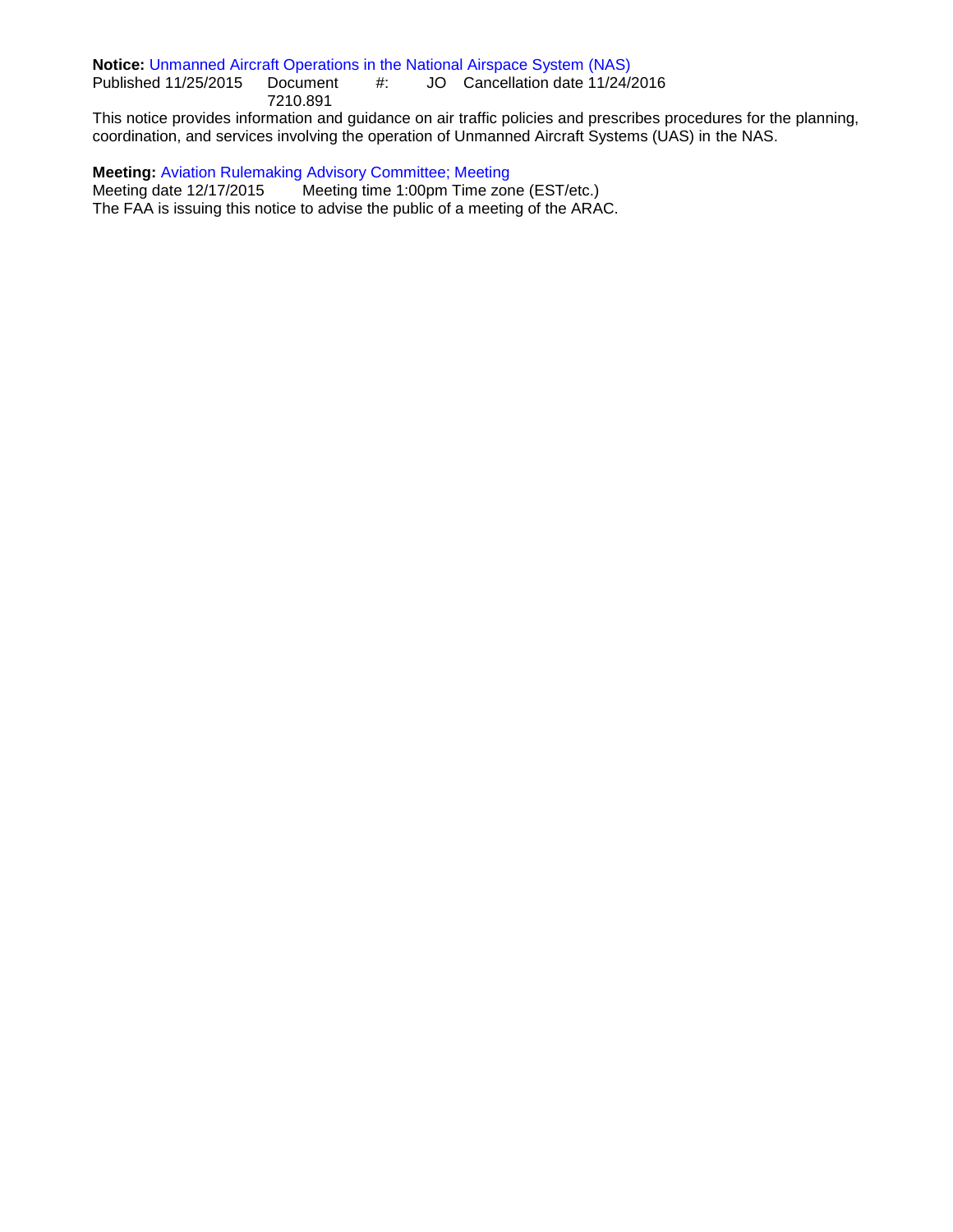**Notice:** Unmanned Aircraft Operations in the National Airspace System (NAS)
Published 11/25/2015 Document #: JO 7210.891 Cancellation date 11/24/2016
This notice provides information and guidance on air traffic policies and prescribes procedures for the planning, coordination, and services involving the operation of Unmanned Aircraft Systems (UAS) in the NAS.

**Meeting:** Aviation Rulemaking Advisory Committee; Meeting
Meeting date 12/17/2015 Meeting time 1:00pm Time zone (EST/etc.)
The FAA is issuing this notice to advise the public of a meeting of the ARAC.